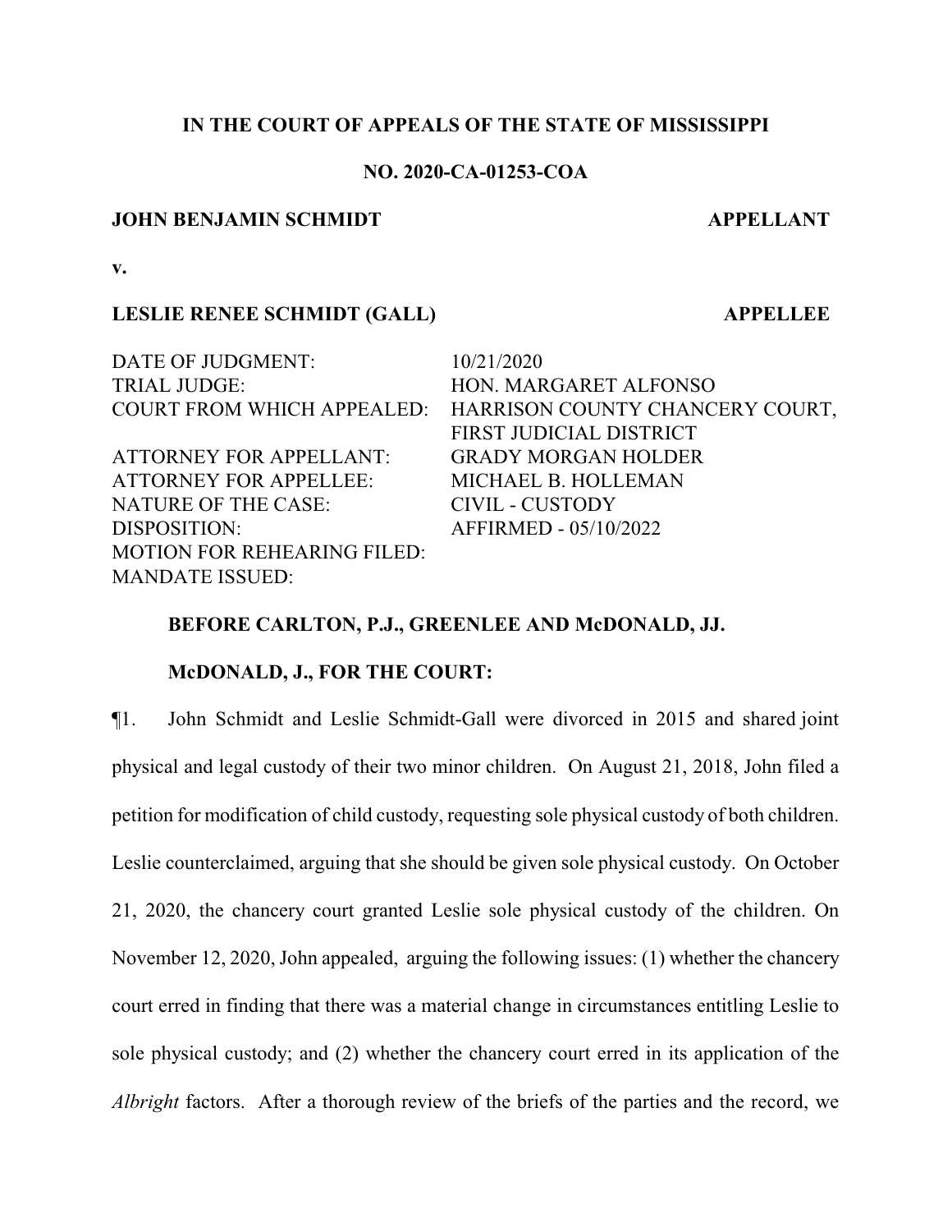**IN THE COURT OF APPEALS OF THE STATE OF MISSISSIPPI**

**NO. 2020-CA-01253-COA**

**JOHN BENJAMIN SCHMIDT** **APPELLANT**

**v.**

**LESLIE RENEE SCHMIDT (GALL)** **APPELLEE**

| | |
|---|---|
| DATE OF JUDGMENT: | 10/21/2020 |
| TRIAL JUDGE: | HON. MARGARET ALFONSO |
| COURT FROM WHICH APPEALED: | HARRISON COUNTY CHANCERY COURT, FIRST JUDICIAL DISTRICT |
| ATTORNEY FOR APPELLANT: | GRADY MORGAN HOLDER |
| ATTORNEY FOR APPELLEE: | MICHAEL B. HOLLEMAN |
| NATURE OF THE CASE: | CIVIL - CUSTODY |
| DISPOSITION: | AFFIRMED - 05/10/2022 |
| MOTION FOR REHEARING FILED: | |
| MANDATE ISSUED: | |

**BEFORE CARLTON, P.J., GREENLEE AND McDONALD, JJ.**

**McDONALD, J., FOR THE COURT:**

¶1. John Schmidt and Leslie Schmidt-Gall were divorced in 2015 and shared joint physical and legal custody of their two minor children. On August 21, 2018, John filed a petition for modification of child custody, requesting sole physical custody of both children. Leslie counterclaimed, arguing that she should be given sole physical custody. On October 21, 2020, the chancery court granted Leslie sole physical custody of the children. On November 12, 2020, John appealed, arguing the following issues: (1) whether the chancery court erred in finding that there was a material change in circumstances entitling Leslie to sole physical custody; and (2) whether the chancery court erred in its application of the *Albright* factors. After a thorough review of the briefs of the parties and the record, we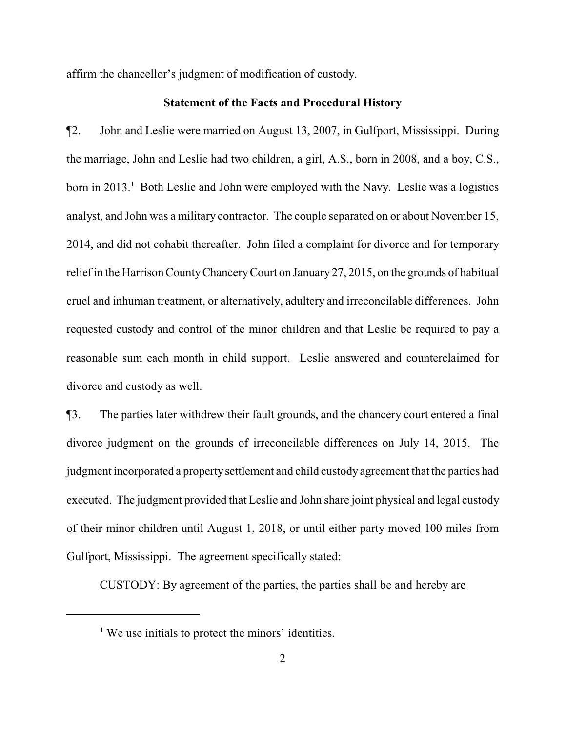affirm the chancellor's judgment of modification of custody.

## Statement of the Facts and Procedural History

¶2. John and Leslie were married on August 13, 2007, in Gulfport, Mississippi. During the marriage, John and Leslie had two children, a girl, A.S., born in 2008, and a boy, C.S., born in 2013.[1] Both Leslie and John were employed with the Navy. Leslie was a logistics analyst, and John was a military contractor. The couple separated on or about November 15, 2014, and did not cohabit thereafter. John filed a complaint for divorce and for temporary relief in the Harrison County Chancery Court on January 27, 2015, on the grounds of habitual cruel and inhuman treatment, or alternatively, adultery and irreconcilable differences. John requested custody and control of the minor children and that Leslie be required to pay a reasonable sum each month in child support. Leslie answered and counterclaimed for divorce and custody as well.

¶3. The parties later withdrew their fault grounds, and the chancery court entered a final divorce judgment on the grounds of irreconcilable differences on July 14, 2015. The judgment incorporated a property settlement and child custody agreement that the parties had executed. The judgment provided that Leslie and John share joint physical and legal custody of their minor children until August 1, 2018, or until either party moved 100 miles from Gulfport, Mississippi. The agreement specifically stated:

> CUSTODY: By agreement of the parties, the parties shall be and hereby are

[1] We use initials to protect the minors' identities.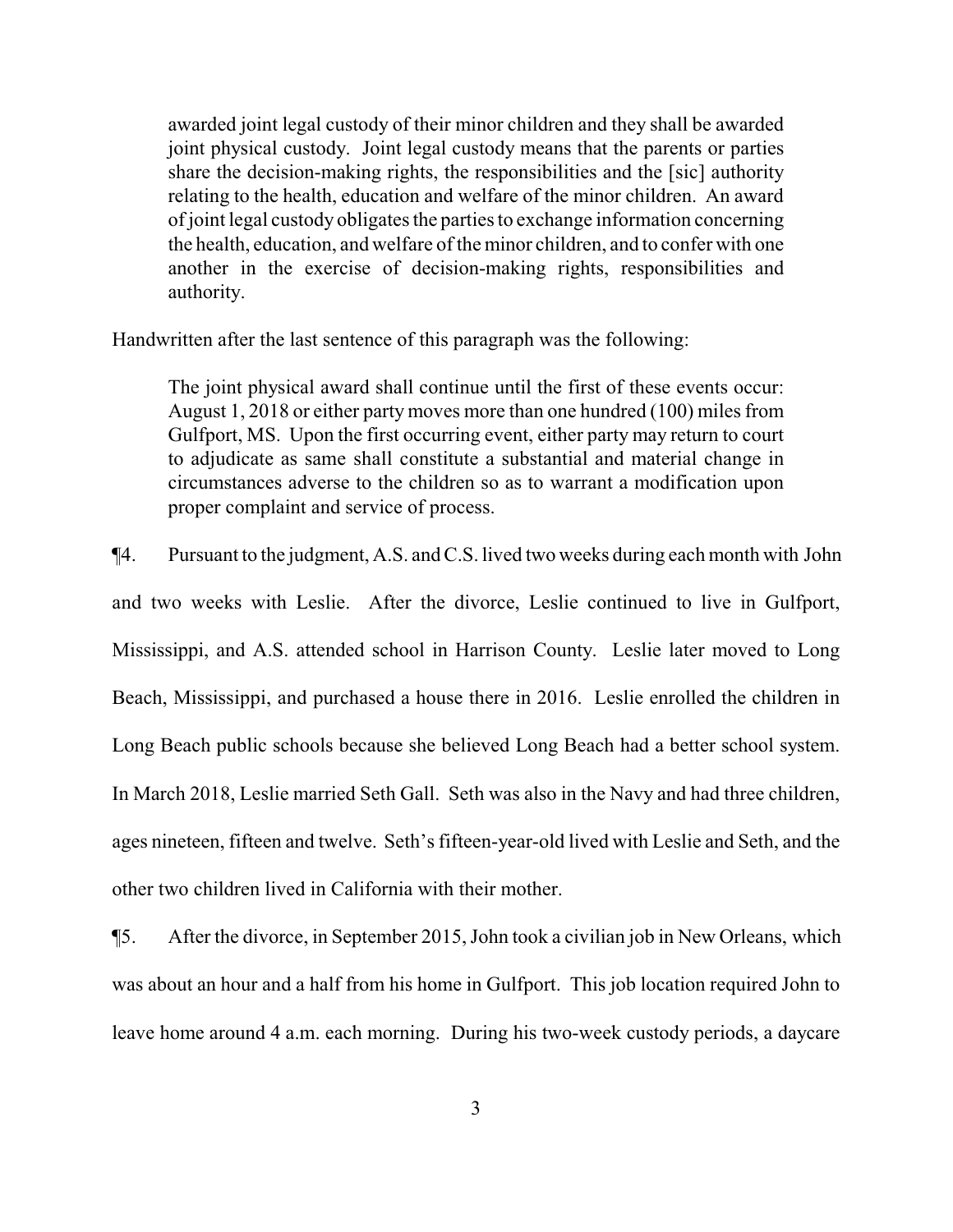> awarded joint legal custody of their minor children and they shall be awarded joint physical custody. Joint legal custody means that the parents or parties share the decision-making rights, the responsibilities and the [sic] authority relating to the health, education and welfare of the minor children. An award of joint legal custody obligates the parties to exchange information concerning the health, education, and welfare of the minor children, and to confer with one another in the exercise of decision-making rights, responsibilities and authority.

Handwritten after the last sentence of this paragraph was the following:

> The joint physical award shall continue until the first of these events occur: August 1, 2018 or either party moves more than one hundred (100) miles from Gulfport, MS. Upon the first occurring event, either party may return to court to adjudicate as same shall constitute a substantial and material change in circumstances adverse to the children so as to warrant a modification upon proper complaint and service of process.

¶4. Pursuant to the judgment, A.S. and C.S. lived two weeks during each month with John and two weeks with Leslie. After the divorce, Leslie continued to live in Gulfport, Mississippi, and A.S. attended school in Harrison County. Leslie later moved to Long Beach, Mississippi, and purchased a house there in 2016. Leslie enrolled the children in Long Beach public schools because she believed Long Beach had a better school system. In March 2018, Leslie married Seth Gall. Seth was also in the Navy and had three children, ages nineteen, fifteen and twelve. Seth's fifteen-year-old lived with Leslie and Seth, and the other two children lived in California with their mother.

¶5. After the divorce, in September 2015, John took a civilian job in New Orleans, which was about an hour and a half from his home in Gulfport. This job location required John to leave home around 4 a.m. each morning. During his two-week custody periods, a daycare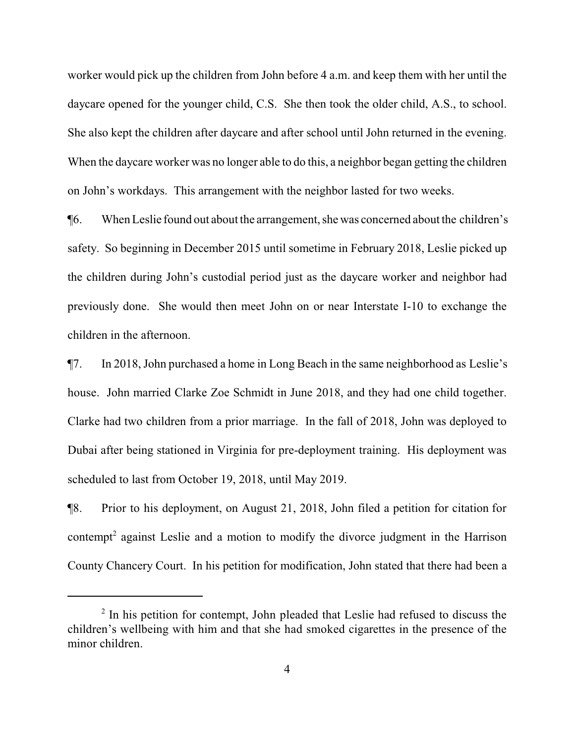worker would pick up the children from John before 4 a.m. and keep them with her until the daycare opened for the younger child, C.S. She then took the older child, A.S., to school. She also kept the children after daycare and after school until John returned in the evening. When the daycare worker was no longer able to do this, a neighbor began getting the children on John's workdays. This arrangement with the neighbor lasted for two weeks.

¶6. When Leslie found out about the arrangement, she was concerned about the children's safety. So beginning in December 2015 until sometime in February 2018, Leslie picked up the children during John's custodial period just as the daycare worker and neighbor had previously done. She would then meet John on or near Interstate I-10 to exchange the children in the afternoon.

¶7. In 2018, John purchased a home in Long Beach in the same neighborhood as Leslie's house. John married Clarke Zoe Schmidt in June 2018, and they had one child together. Clarke had two children from a prior marriage. In the fall of 2018, John was deployed to Dubai after being stationed in Virginia for pre-deployment training. His deployment was scheduled to last from October 19, 2018, until May 2019.

¶8. Prior to his deployment, on August 21, 2018, John filed a petition for citation for contempt[2] against Leslie and a motion to modify the divorce judgment in the Harrison County Chancery Court. In his petition for modification, John stated that there had been a

[2] In his petition for contempt, John pleaded that Leslie had refused to discuss the children's wellbeing with him and that she had smoked cigarettes in the presence of the minor children.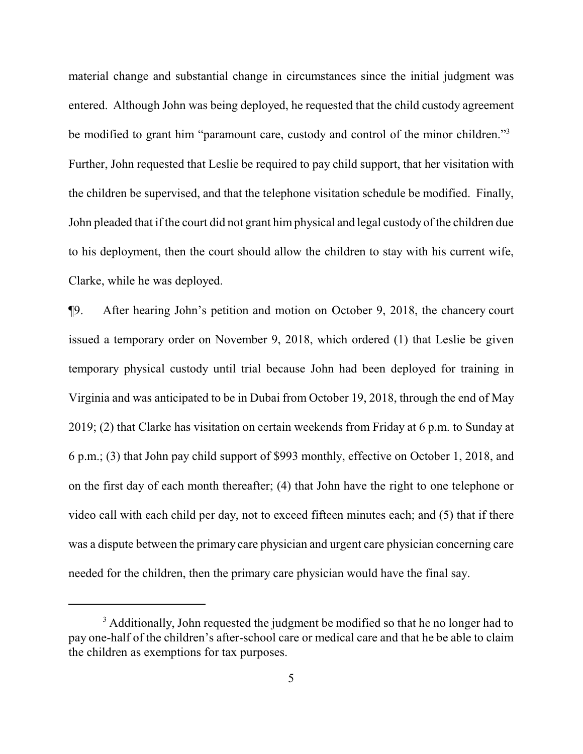material change and substantial change in circumstances since the initial judgment was entered. Although John was being deployed, he requested that the child custody agreement be modified to grant him "paramount care, custody and control of the minor children."[3] Further, John requested that Leslie be required to pay child support, that her visitation with the children be supervised, and that the telephone visitation schedule be modified. Finally, John pleaded that if the court did not grant him physical and legal custody of the children due to his deployment, then the court should allow the children to stay with his current wife, Clarke, while he was deployed.

¶9. After hearing John's petition and motion on October 9, 2018, the chancery court issued a temporary order on November 9, 2018, which ordered (1) that Leslie be given temporary physical custody until trial because John had been deployed for training in Virginia and was anticipated to be in Dubai from October 19, 2018, through the end of May 2019; (2) that Clarke has visitation on certain weekends from Friday at 6 p.m. to Sunday at 6 p.m.; (3) that John pay child support of $993 monthly, effective on October 1, 2018, and on the first day of each month thereafter; (4) that John have the right to one telephone or video call with each child per day, not to exceed fifteen minutes each; and (5) that if there was a dispute between the primary care physician and urgent care physician concerning care needed for the children, then the primary care physician would have the final say.

---

[3] Additionally, John requested the judgment be modified so that he no longer had to pay one-half of the children's after-school care or medical care and that he be able to claim the children as exemptions for tax purposes.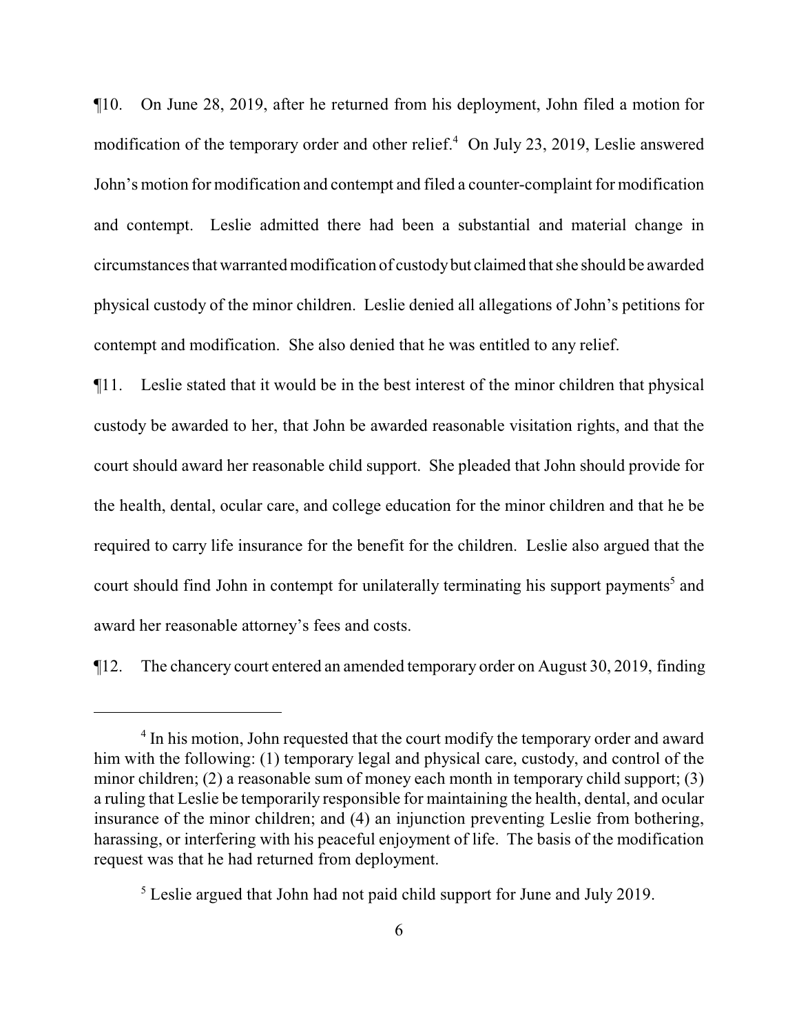¶10. On June 28, 2019, after he returned from his deployment, John filed a motion for modification of the temporary order and other relief.[4] On July 23, 2019, Leslie answered John's motion for modification and contempt and filed a counter-complaint for modification and contempt. Leslie admitted there had been a substantial and material change in circumstances that warranted modification of custody but claimed that she should be awarded physical custody of the minor children. Leslie denied all allegations of John's petitions for contempt and modification. She also denied that he was entitled to any relief.

¶11. Leslie stated that it would be in the best interest of the minor children that physical custody be awarded to her, that John be awarded reasonable visitation rights, and that the court should award her reasonable child support. She pleaded that John should provide for the health, dental, ocular care, and college education for the minor children and that he be required to carry life insurance for the benefit for the children. Leslie also argued that the court should find John in contempt for unilaterally terminating his support payments[5] and award her reasonable attorney's fees and costs.

¶12. The chancery court entered an amended temporary order on August 30, 2019, finding

---

[4] In his motion, John requested that the court modify the temporary order and award him with the following: (1) temporary legal and physical care, custody, and control of the minor children; (2) a reasonable sum of money each month in temporary child support; (3) a ruling that Leslie be temporarily responsible for maintaining the health, dental, and ocular insurance of the minor children; and (4) an injunction preventing Leslie from bothering, harassing, or interfering with his peaceful enjoyment of life. The basis of the modification request was that he had returned from deployment.

[5] Leslie argued that John had not paid child support for June and July 2019.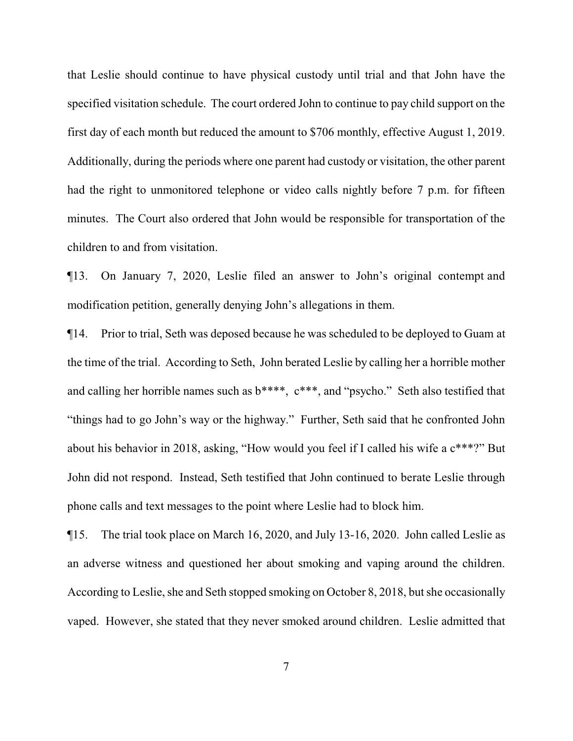that Leslie should continue to have physical custody until trial and that John have the specified visitation schedule. The court ordered John to continue to pay child support on the first day of each month but reduced the amount to $706 monthly, effective August 1, 2019. Additionally, during the periods where one parent had custody or visitation, the other parent had the right to unmonitored telephone or video calls nightly before 7 p.m. for fifteen minutes. The Court also ordered that John would be responsible for transportation of the children to and from visitation.

¶13. On January 7, 2020, Leslie filed an answer to John's original contempt and modification petition, generally denying John's allegations in them.

¶14. Prior to trial, Seth was deposed because he was scheduled to be deployed to Guam at the time of the trial. According to Seth, John berated Leslie by calling her a horrible mother and calling her horrible names such as b****, c***, and "psycho." Seth also testified that "things had to go John's way or the highway." Further, Seth said that he confronted John about his behavior in 2018, asking, "How would you feel if I called his wife a c***?" But John did not respond. Instead, Seth testified that John continued to berate Leslie through phone calls and text messages to the point where Leslie had to block him.

¶15. The trial took place on March 16, 2020, and July 13-16, 2020. John called Leslie as an adverse witness and questioned her about smoking and vaping around the children. According to Leslie, she and Seth stopped smoking on October 8, 2018, but she occasionally vaped. However, she stated that they never smoked around children. Leslie admitted that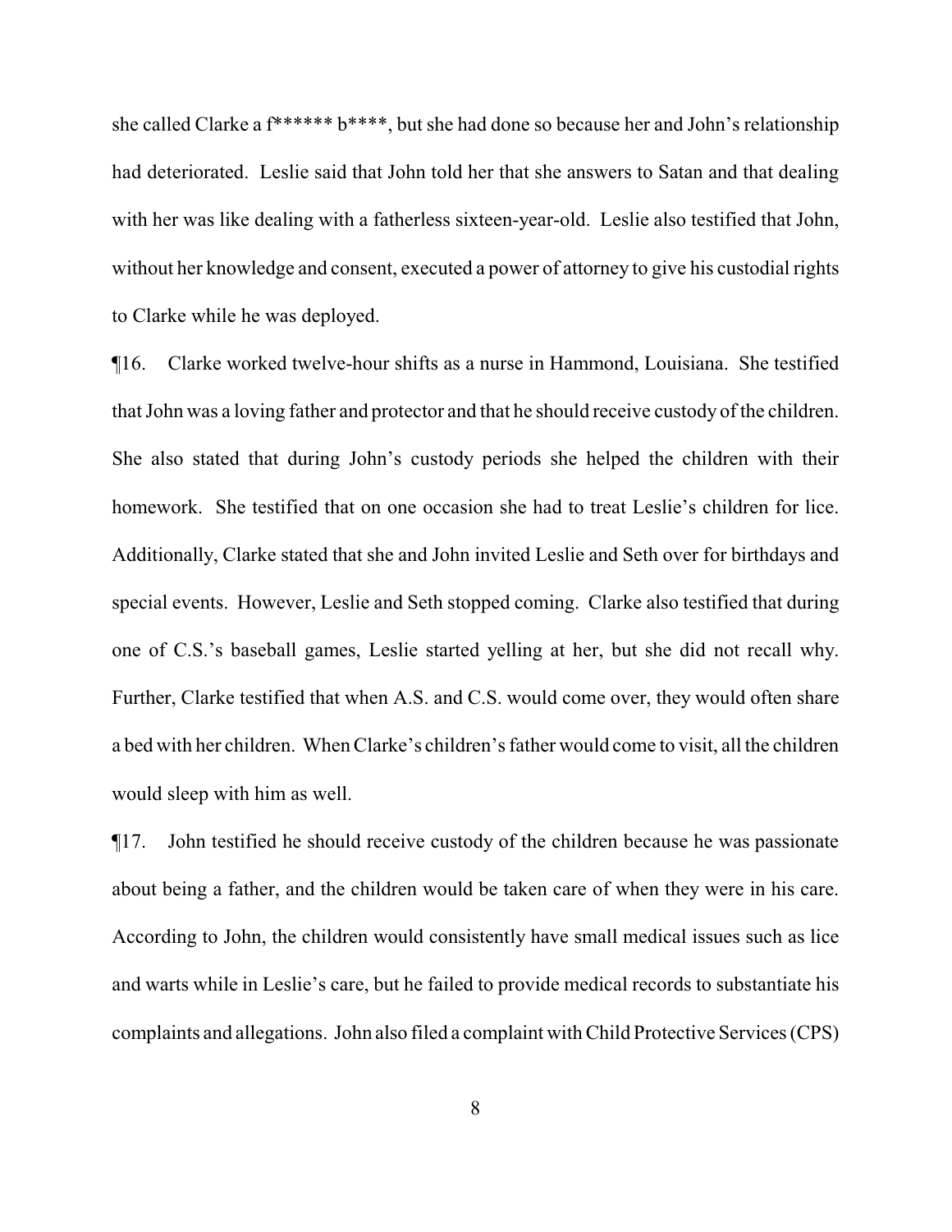she called Clarke a f****** b****, but she had done so because her and John's relationship had deteriorated. Leslie said that John told her that she answers to Satan and that dealing with her was like dealing with a fatherless sixteen-year-old. Leslie also testified that John, without her knowledge and consent, executed a power of attorney to give his custodial rights to Clarke while he was deployed.

¶16. Clarke worked twelve-hour shifts as a nurse in Hammond, Louisiana. She testified that John was a loving father and protector and that he should receive custody of the children. She also stated that during John's custody periods she helped the children with their homework. She testified that on one occasion she had to treat Leslie's children for lice. Additionally, Clarke stated that she and John invited Leslie and Seth over for birthdays and special events. However, Leslie and Seth stopped coming. Clarke also testified that during one of C.S.'s baseball games, Leslie started yelling at her, but she did not recall why. Further, Clarke testified that when A.S. and C.S. would come over, they would often share a bed with her children. When Clarke's children's father would come to visit, all the children would sleep with him as well.

¶17. John testified he should receive custody of the children because he was passionate about being a father, and the children would be taken care of when they were in his care. According to John, the children would consistently have small medical issues such as lice and warts while in Leslie's care, but he failed to provide medical records to substantiate his complaints and allegations. John also filed a complaint with Child Protective Services (CPS)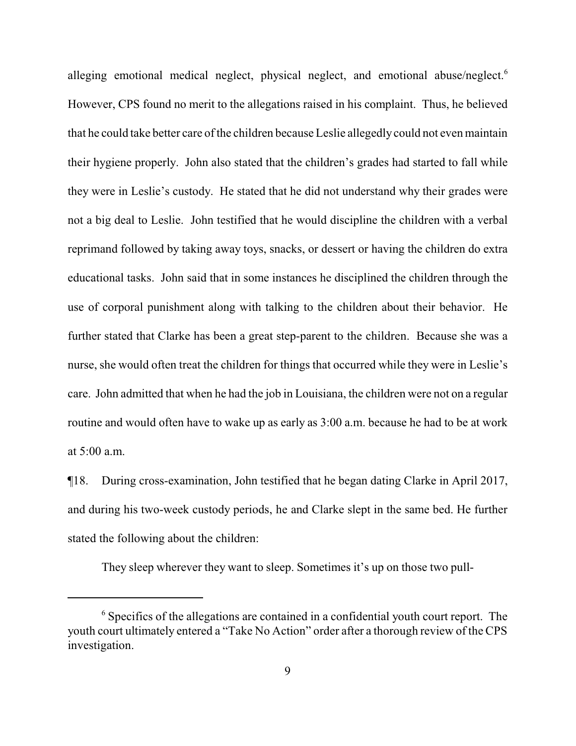alleging emotional medical neglect, physical neglect, and emotional abuse/neglect.[6] However, CPS found no merit to the allegations raised in his complaint. Thus, he believed that he could take better care of the children because Leslie allegedly could not even maintain their hygiene properly. John also stated that the children's grades had started to fall while they were in Leslie's custody. He stated that he did not understand why their grades were not a big deal to Leslie. John testified that he would discipline the children with a verbal reprimand followed by taking away toys, snacks, or dessert or having the children do extra educational tasks. John said that in some instances he disciplined the children through the use of corporal punishment along with talking to the children about their behavior. He further stated that Clarke has been a great step-parent to the children. Because she was a nurse, she would often treat the children for things that occurred while they were in Leslie's care. John admitted that when he had the job in Louisiana, the children were not on a regular routine and would often have to wake up as early as 3:00 a.m. because he had to be at work at 5:00 a.m.

¶18. During cross-examination, John testified that he began dating Clarke in April 2017, and during his two-week custody periods, he and Clarke slept in the same bed. He further stated the following about the children:

> They sleep wherever they want to sleep. Sometimes it's up on those two pull-

---

[6] Specifics of the allegations are contained in a confidential youth court report. The youth court ultimately entered a "Take No Action" order after a thorough review of the CPS investigation.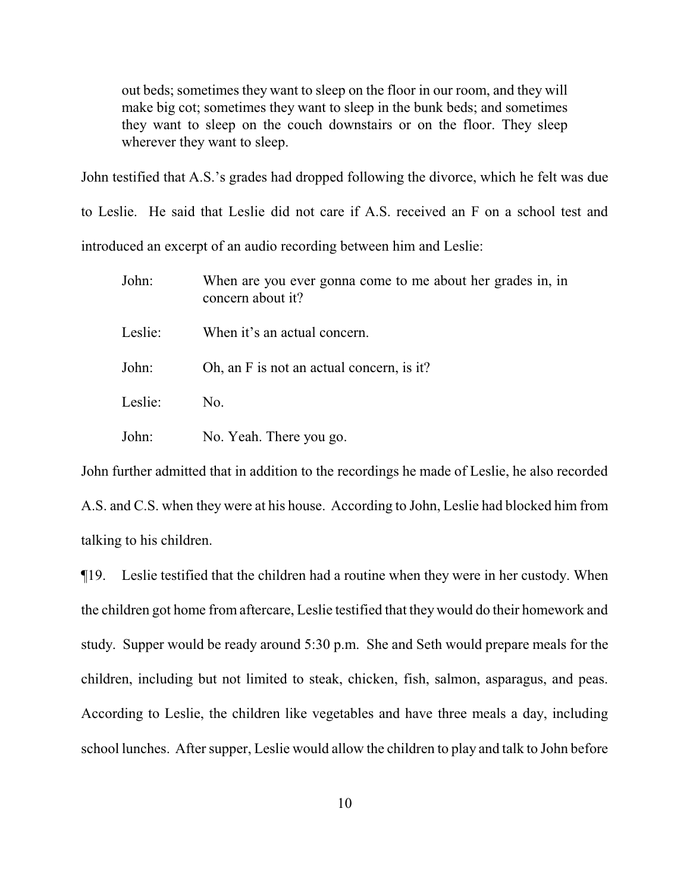> out beds; sometimes they want to sleep on the floor in our room, and they will make big cot; sometimes they want to sleep in the bunk beds; and sometimes they want to sleep on the couch downstairs or on the floor. They sleep wherever they want to sleep.

John testified that A.S.'s grades had dropped following the divorce, which he felt was due to Leslie. He said that Leslie did not care if A.S. received an F on a school test and introduced an excerpt of an audio recording between him and Leslie:

> John: When are you ever gonna come to me about her grades in, in concern about it?
>
> Leslie: When it's an actual concern.
>
> John: Oh, an F is not an actual concern, is it?
>
> Leslie: No.
>
> John: No. Yeah. There you go.

John further admitted that in addition to the recordings he made of Leslie, he also recorded A.S. and C.S. when they were at his house. According to John, Leslie had blocked him from talking to his children.

¶19. Leslie testified that the children had a routine when they were in her custody. When the children got home from aftercare, Leslie testified that they would do their homework and study. Supper would be ready around 5:30 p.m. She and Seth would prepare meals for the children, including but not limited to steak, chicken, fish, salmon, asparagus, and peas. According to Leslie, the children like vegetables and have three meals a day, including school lunches. After supper, Leslie would allow the children to play and talk to John before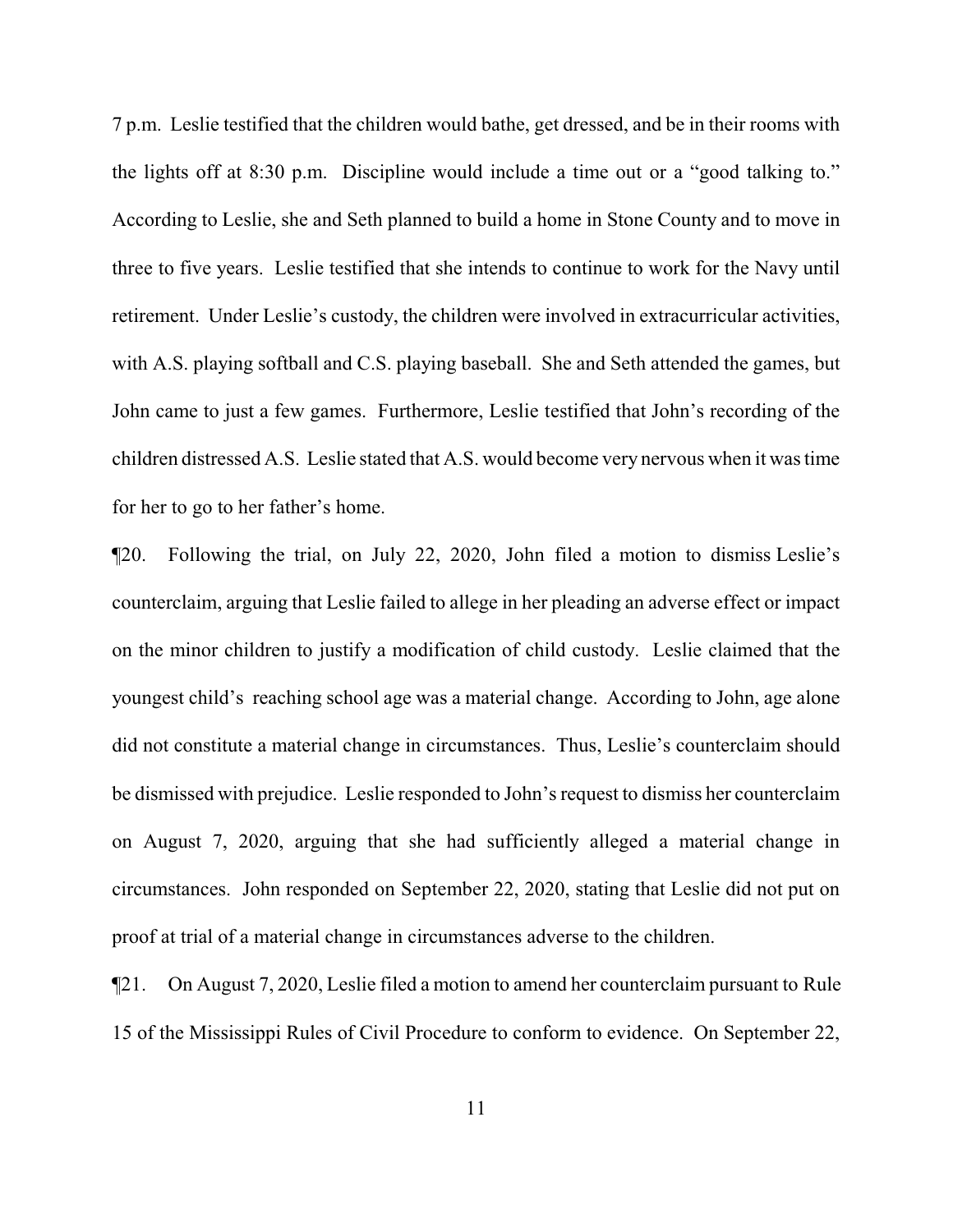7 p.m. Leslie testified that the children would bathe, get dressed, and be in their rooms with the lights off at 8:30 p.m. Discipline would include a time out or a "good talking to." According to Leslie, she and Seth planned to build a home in Stone County and to move in three to five years. Leslie testified that she intends to continue to work for the Navy until retirement. Under Leslie's custody, the children were involved in extracurricular activities, with A.S. playing softball and C.S. playing baseball. She and Seth attended the games, but John came to just a few games. Furthermore, Leslie testified that John's recording of the children distressed A.S. Leslie stated that A.S. would become very nervous when it was time for her to go to her father's home.

¶20. Following the trial, on July 22, 2020, John filed a motion to dismiss Leslie's counterclaim, arguing that Leslie failed to allege in her pleading an adverse effect or impact on the minor children to justify a modification of child custody. Leslie claimed that the youngest child's reaching school age was a material change. According to John, age alone did not constitute a material change in circumstances. Thus, Leslie's counterclaim should be dismissed with prejudice. Leslie responded to John's request to dismiss her counterclaim on August 7, 2020, arguing that she had sufficiently alleged a material change in circumstances. John responded on September 22, 2020, stating that Leslie did not put on proof at trial of a material change in circumstances adverse to the children.

¶21. On August 7, 2020, Leslie filed a motion to amend her counterclaim pursuant to Rule 15 of the Mississippi Rules of Civil Procedure to conform to evidence. On September 22,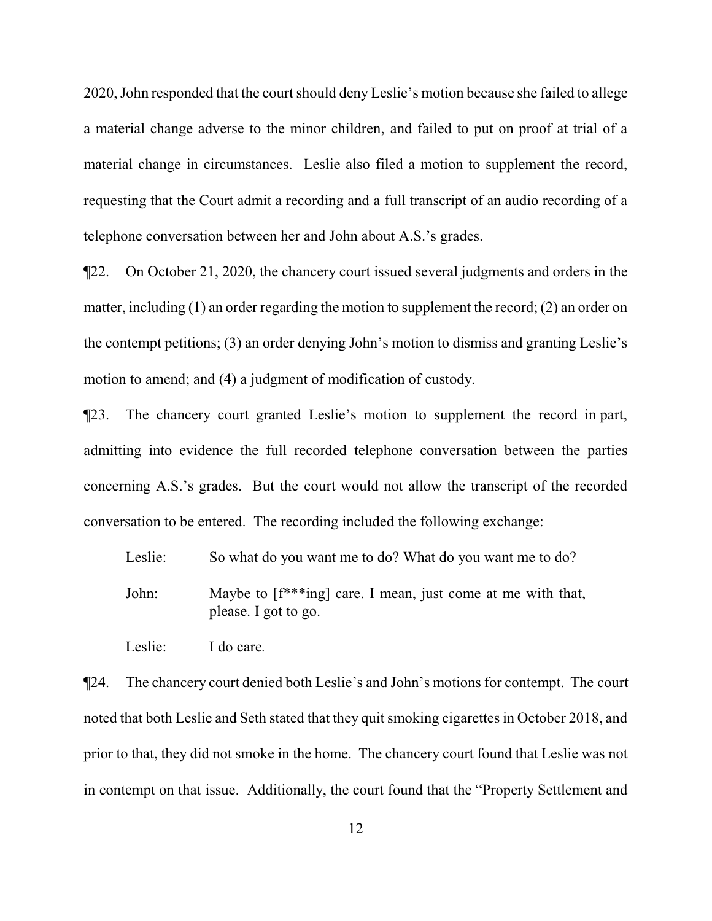2020, John responded that the court should deny Leslie's motion because she failed to allege a material change adverse to the minor children, and failed to put on proof at trial of a material change in circumstances. Leslie also filed a motion to supplement the record, requesting that the Court admit a recording and a full transcript of an audio recording of a telephone conversation between her and John about A.S.'s grades.

¶22. On October 21, 2020, the chancery court issued several judgments and orders in the matter, including (1) an order regarding the motion to supplement the record; (2) an order on the contempt petitions; (3) an order denying John's motion to dismiss and granting Leslie's motion to amend; and (4) a judgment of modification of custody.

¶23. The chancery court granted Leslie's motion to supplement the record in part, admitting into evidence the full recorded telephone conversation between the parties concerning A.S.'s grades. But the court would not allow the transcript of the recorded conversation to be entered. The recording included the following exchange:

> Leslie: So what do you want me to do? What do you want me to do?
>
> John: Maybe to [f***ing] care. I mean, just come at me with that, please. I got to go.
>
> Leslie: I do care.

¶24. The chancery court denied both Leslie's and John's motions for contempt. The court noted that both Leslie and Seth stated that they quit smoking cigarettes in October 2018, and prior to that, they did not smoke in the home. The chancery court found that Leslie was not in contempt on that issue. Additionally, the court found that the "Property Settlement and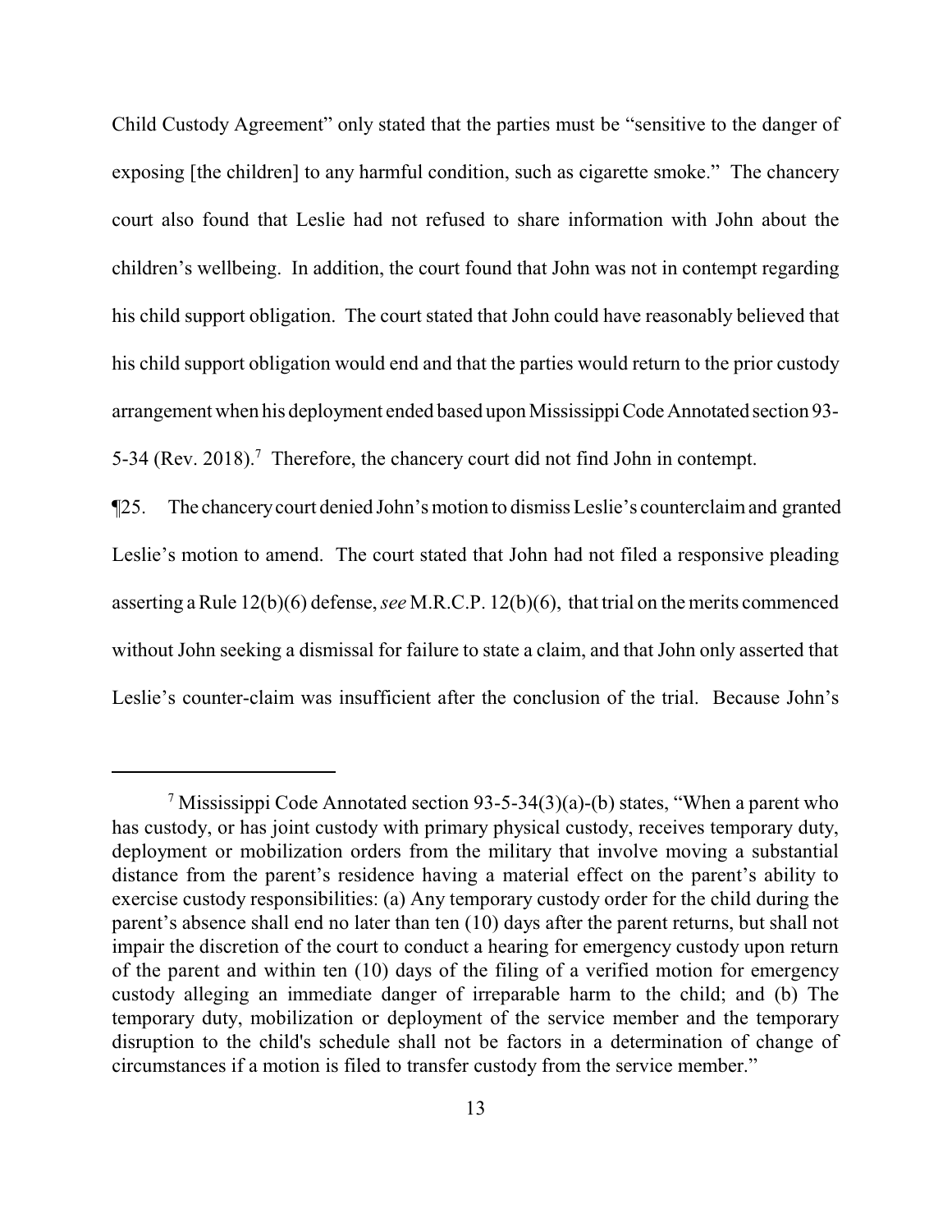Child Custody Agreement" only stated that the parties must be "sensitive to the danger of exposing [the children] to any harmful condition, such as cigarette smoke." The chancery court also found that Leslie had not refused to share information with John about the children's wellbeing. In addition, the court found that John was not in contempt regarding his child support obligation. The court stated that John could have reasonably believed that his child support obligation would end and that the parties would return to the prior custody arrangement when his deployment ended based upon Mississippi Code Annotated section 93-5-34 (Rev. 2018).[7] Therefore, the chancery court did not find John in contempt.

¶25. The chancery court denied John's motion to dismiss Leslie's counterclaim and granted Leslie's motion to amend. The court stated that John had not filed a responsive pleading asserting a Rule 12(b)(6) defense, *see* M.R.C.P. 12(b)(6), that trial on the merits commenced without John seeking a dismissal for failure to state a claim, and that John only asserted that Leslie's counter-claim was insufficient after the conclusion of the trial. Because John's

---

[7] Mississippi Code Annotated section 93-5-34(3)(a)-(b) states, "When a parent who has custody, or has joint custody with primary physical custody, receives temporary duty, deployment or mobilization orders from the military that involve moving a substantial distance from the parent's residence having a material effect on the parent's ability to exercise custody responsibilities: (a) Any temporary custody order for the child during the parent's absence shall end no later than ten (10) days after the parent returns, but shall not impair the discretion of the court to conduct a hearing for emergency custody upon return of the parent and within ten (10) days of the filing of a verified motion for emergency custody alleging an immediate danger of irreparable harm to the child; and (b) The temporary duty, mobilization or deployment of the service member and the temporary disruption to the child's schedule shall not be factors in a determination of change of circumstances if a motion is filed to transfer custody from the service member."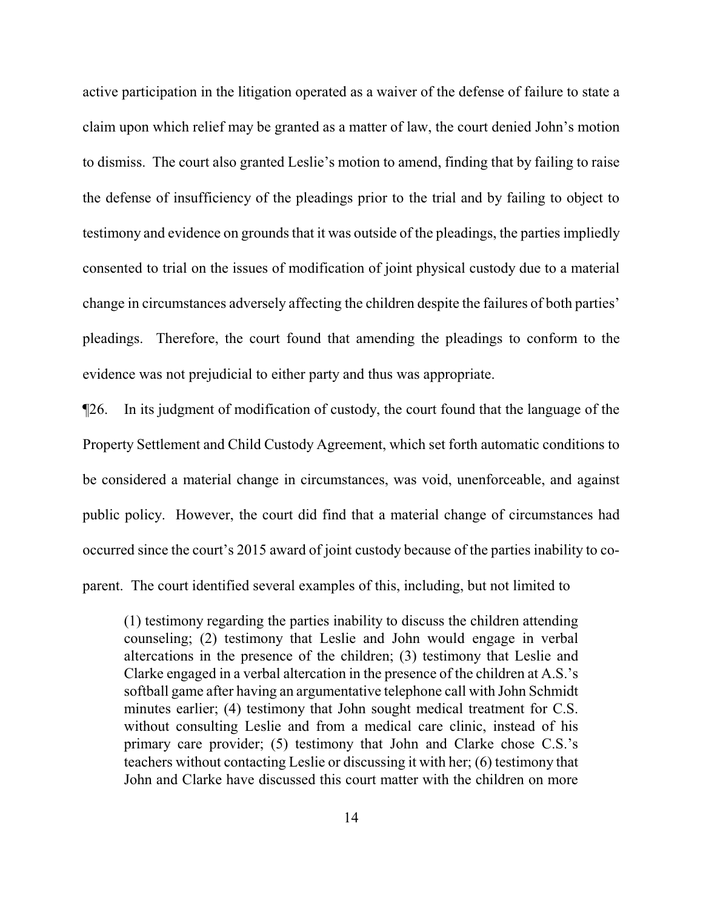active participation in the litigation operated as a waiver of the defense of failure to state a claim upon which relief may be granted as a matter of law, the court denied John's motion to dismiss. The court also granted Leslie's motion to amend, finding that by failing to raise the defense of insufficiency of the pleadings prior to the trial and by failing to object to testimony and evidence on grounds that it was outside of the pleadings, the parties impliedly consented to trial on the issues of modification of joint physical custody due to a material change in circumstances adversely affecting the children despite the failures of both parties' pleadings. Therefore, the court found that amending the pleadings to conform to the evidence was not prejudicial to either party and thus was appropriate.

¶26. In its judgment of modification of custody, the court found that the language of the Property Settlement and Child Custody Agreement, which set forth automatic conditions to be considered a material change in circumstances, was void, unenforceable, and against public policy. However, the court did find that a material change of circumstances had occurred since the court's 2015 award of joint custody because of the parties inability to co-parent. The court identified several examples of this, including, but not limited to

> (1) testimony regarding the parties inability to discuss the children attending counseling; (2) testimony that Leslie and John would engage in verbal altercations in the presence of the children; (3) testimony that Leslie and Clarke engaged in a verbal altercation in the presence of the children at A.S.'s softball game after having an argumentative telephone call with John Schmidt minutes earlier; (4) testimony that John sought medical treatment for C.S. without consulting Leslie and from a medical care clinic, instead of his primary care provider; (5) testimony that John and Clarke chose C.S.'s teachers without contacting Leslie or discussing it with her; (6) testimony that John and Clarke have discussed this court matter with the children on more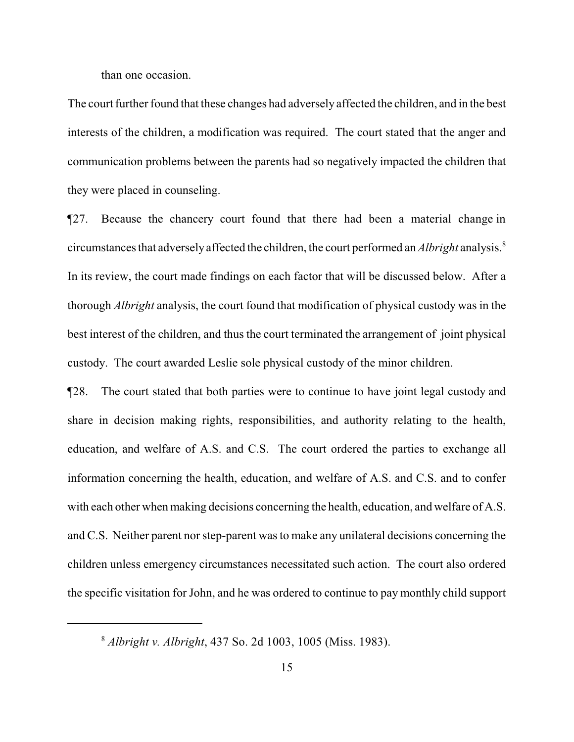than one occasion.

The court further found that these changes had adversely affected the children, and in the best interests of the children, a modification was required. The court stated that the anger and communication problems between the parents had so negatively impacted the children that they were placed in counseling.

¶27. Because the chancery court found that there had been a material change in circumstances that adversely affected the children, the court performed an *Albright* analysis.[8] In its review, the court made findings on each factor that will be discussed below. After a thorough *Albright* analysis, the court found that modification of physical custody was in the best interest of the children, and thus the court terminated the arrangement of joint physical custody. The court awarded Leslie sole physical custody of the minor children.

¶28. The court stated that both parties were to continue to have joint legal custody and share in decision making rights, responsibilities, and authority relating to the health, education, and welfare of A.S. and C.S. The court ordered the parties to exchange all information concerning the health, education, and welfare of A.S. and C.S. and to confer with each other when making decisions concerning the health, education, and welfare of A.S. and C.S. Neither parent nor step-parent was to make any unilateral decisions concerning the children unless emergency circumstances necessitated such action. The court also ordered the specific visitation for John, and he was ordered to continue to pay monthly child support

---

[8] *Albright v. Albright*, 437 So. 2d 1003, 1005 (Miss. 1983).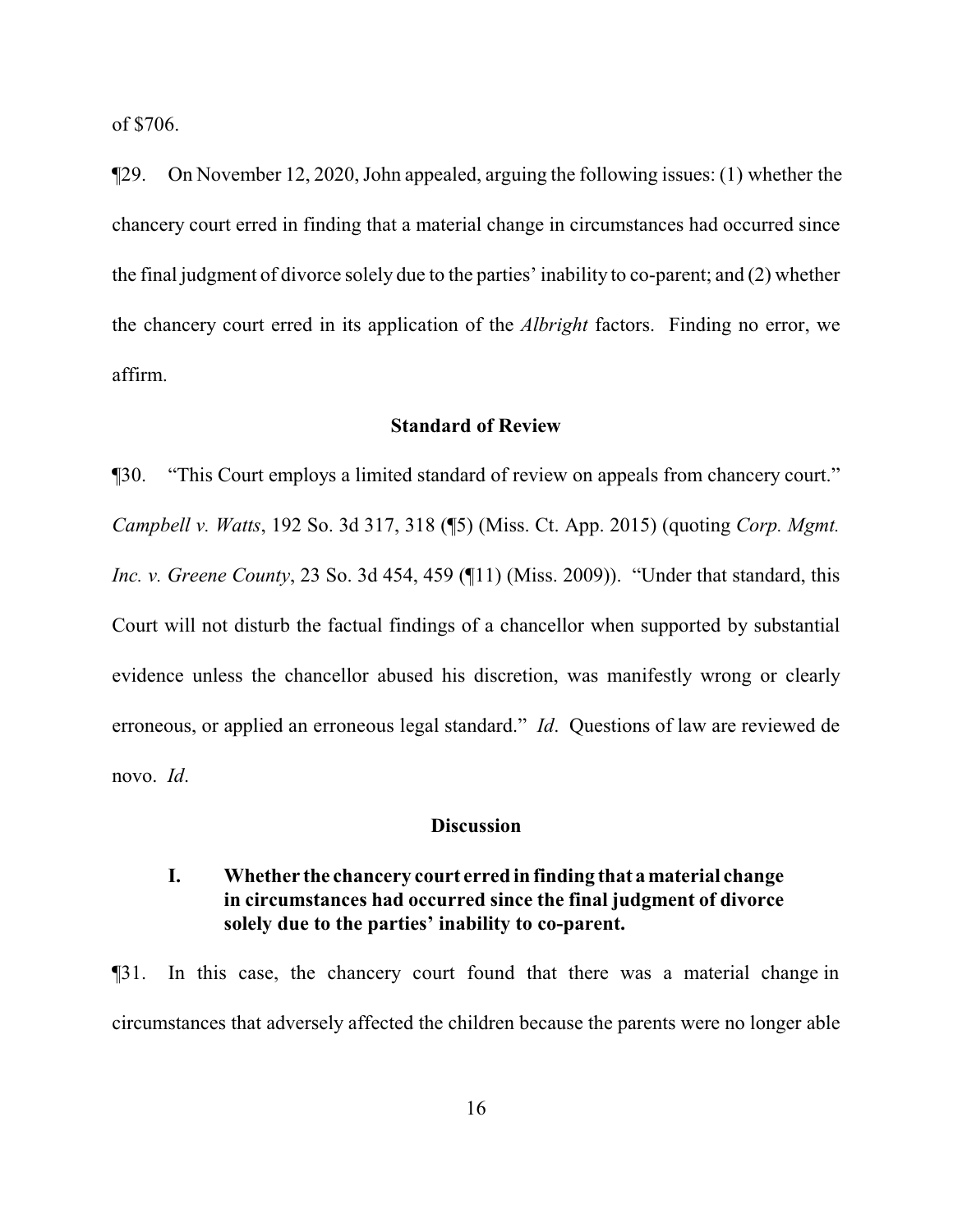of $706.

¶29. On November 12, 2020, John appealed, arguing the following issues: (1) whether the chancery court erred in finding that a material change in circumstances had occurred since the final judgment of divorce solely due to the parties' inability to co-parent; and (2) whether the chancery court erred in its application of the *Albright* factors. Finding no error, we affirm.

## Standard of Review

¶30. "This Court employs a limited standard of review on appeals from chancery court." *Campbell v. Watts*, 192 So. 3d 317, 318 (¶5) (Miss. Ct. App. 2015) (quoting *Corp. Mgmt. Inc. v. Greene County*, 23 So. 3d 454, 459 (¶11) (Miss. 2009)). "Under that standard, this Court will not disturb the factual findings of a chancellor when supported by substantial evidence unless the chancellor abused his discretion, was manifestly wrong or clearly erroneous, or applied an erroneous legal standard." *Id*. Questions of law are reviewed de novo. *Id*.

## Discussion

### I. Whether the chancery court erred in finding that a material change in circumstances had occurred since the final judgment of divorce solely due to the parties' inability to co-parent.

¶31. In this case, the chancery court found that there was a material change in circumstances that adversely affected the children because the parents were no longer able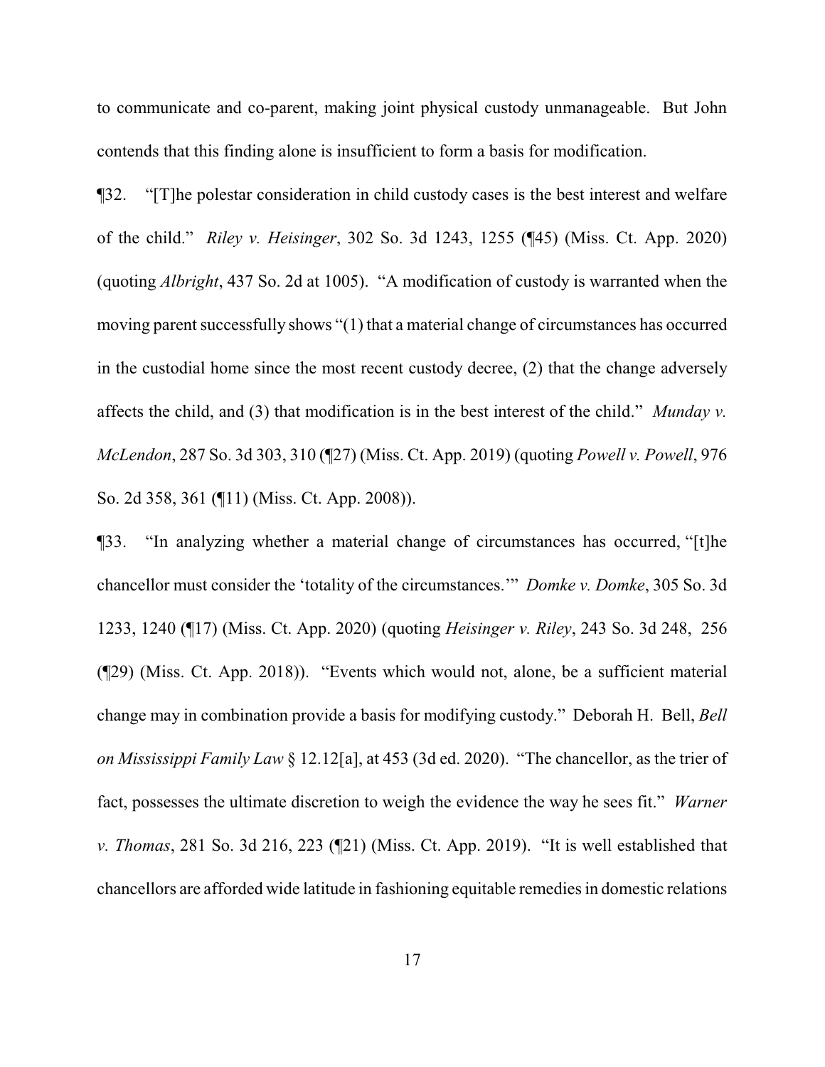to communicate and co-parent, making joint physical custody unmanageable. But John contends that this finding alone is insufficient to form a basis for modification.

¶32. "[T]he polestar consideration in child custody cases is the best interest and welfare of the child." *Riley v. Heisinger*, 302 So. 3d 1243, 1255 (¶45) (Miss. Ct. App. 2020) (quoting *Albright*, 437 So. 2d at 1005). "A modification of custody is warranted when the moving parent successfully shows "(1) that a material change of circumstances has occurred in the custodial home since the most recent custody decree, (2) that the change adversely affects the child, and (3) that modification is in the best interest of the child." *Munday v. McLendon*, 287 So. 3d 303, 310 (¶27) (Miss. Ct. App. 2019) (quoting *Powell v. Powell*, 976 So. 2d 358, 361 (¶11) (Miss. Ct. App. 2008)).

¶33. "In analyzing whether a material change of circumstances has occurred, "[t]he chancellor must consider the 'totality of the circumstances.'" *Domke v. Domke*, 305 So. 3d 1233, 1240 (¶17) (Miss. Ct. App. 2020) (quoting *Heisinger v. Riley*, 243 So. 3d 248, 256 (¶29) (Miss. Ct. App. 2018)). "Events which would not, alone, be a sufficient material change may in combination provide a basis for modifying custody." Deborah H. Bell, *Bell on Mississippi Family Law* § 12.12[a], at 453 (3d ed. 2020). "The chancellor, as the trier of fact, possesses the ultimate discretion to weigh the evidence the way he sees fit." *Warner v. Thomas*, 281 So. 3d 216, 223 (¶21) (Miss. Ct. App. 2019). "It is well established that chancellors are afforded wide latitude in fashioning equitable remedies in domestic relations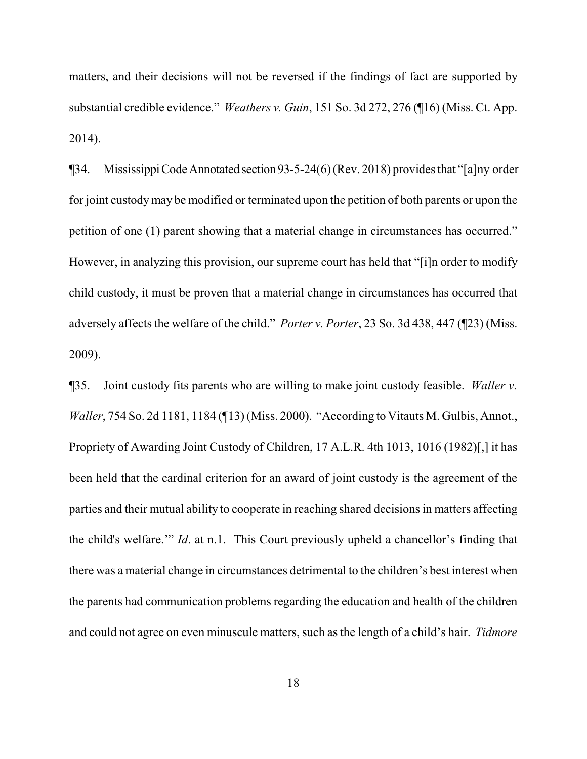matters, and their decisions will not be reversed if the findings of fact are supported by substantial credible evidence." *Weathers v. Guin*, 151 So. 3d 272, 276 (¶16) (Miss. Ct. App. 2014).

¶34. Mississippi Code Annotated section 93-5-24(6) (Rev. 2018) provides that "[a]ny order for joint custody may be modified or terminated upon the petition of both parents or upon the petition of one (1) parent showing that a material change in circumstances has occurred." However, in analyzing this provision, our supreme court has held that "[i]n order to modify child custody, it must be proven that a material change in circumstances has occurred that adversely affects the welfare of the child." *Porter v. Porter*, 23 So. 3d 438, 447 (¶23) (Miss. 2009).

¶35. Joint custody fits parents who are willing to make joint custody feasible. *Waller v. Waller*, 754 So. 2d 1181, 1184 (¶13) (Miss. 2000). "According to Vitauts M. Gulbis, Annot., Propriety of Awarding Joint Custody of Children, 17 A.L.R. 4th 1013, 1016 (1982)[,] it has been held that the cardinal criterion for an award of joint custody is the agreement of the parties and their mutual ability to cooperate in reaching shared decisions in matters affecting the child's welfare.'" *Id*. at n.1. This Court previously upheld a chancellor's finding that there was a material change in circumstances detrimental to the children's best interest when the parents had communication problems regarding the education and health of the children and could not agree on even minuscule matters, such as the length of a child's hair. *Tidmore*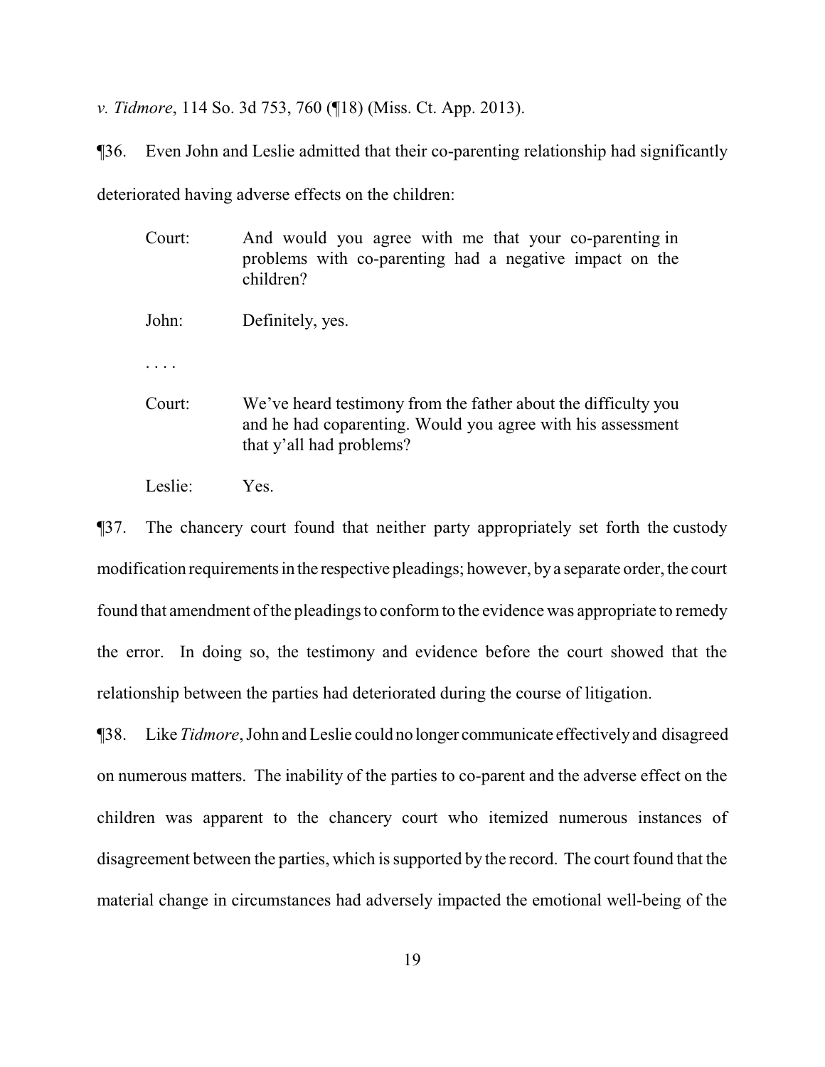*v. Tidmore*, 114 So. 3d 753, 760 (¶18) (Miss. Ct. App. 2013).

¶36. Even John and Leslie admitted that their co-parenting relationship had significantly deteriorated having adverse effects on the children:

> Court: And would you agree with me that your co-parenting in problems with co-parenting had a negative impact on the children?
>
> John: Definitely, yes.
>
> . . . .
>
> Court: We've heard testimony from the father about the difficulty you and he had coparenting. Would you agree with his assessment that y'all had problems?
>
> Leslie: Yes.

¶37. The chancery court found that neither party appropriately set forth the custody modification requirements in the respective pleadings; however, by a separate order, the court found that amendment of the pleadings to conform to the evidence was appropriate to remedy the error. In doing so, the testimony and evidence before the court showed that the relationship between the parties had deteriorated during the course of litigation.

¶38. Like *Tidmore*, John and Leslie could no longer communicate effectively and disagreed on numerous matters. The inability of the parties to co-parent and the adverse effect on the children was apparent to the chancery court who itemized numerous instances of disagreement between the parties, which is supported by the record. The court found that the material change in circumstances had adversely impacted the emotional well-being of the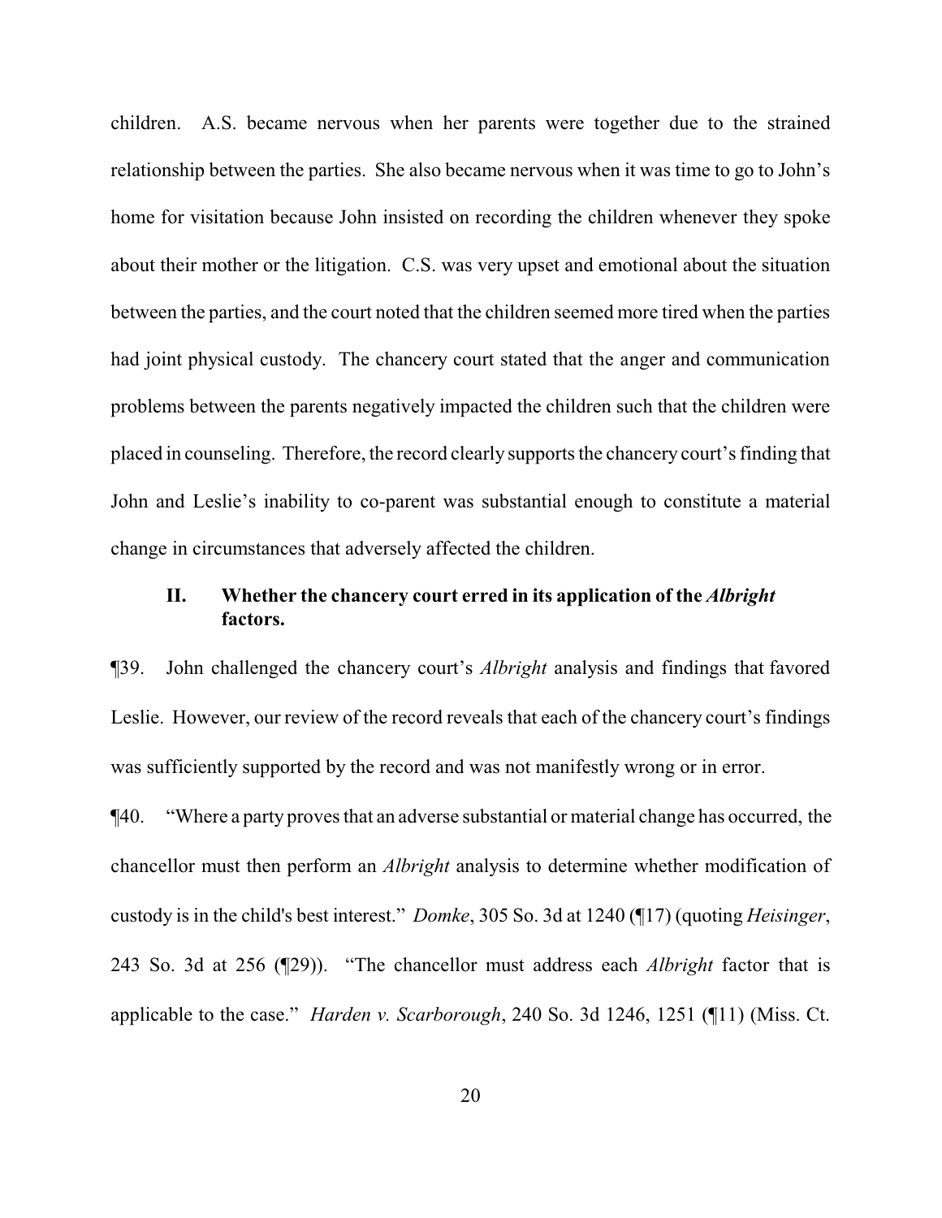children. A.S. became nervous when her parents were together due to the strained relationship between the parties. She also became nervous when it was time to go to John's home for visitation because John insisted on recording the children whenever they spoke about their mother or the litigation. C.S. was very upset and emotional about the situation between the parties, and the court noted that the children seemed more tired when the parties had joint physical custody. The chancery court stated that the anger and communication problems between the parents negatively impacted the children such that the children were placed in counseling. Therefore, the record clearly supports the chancery court's finding that John and Leslie's inability to co-parent was substantial enough to constitute a material change in circumstances that adversely affected the children.

### II. Whether the chancery court erred in its application of the *Albright* factors.

¶39. John challenged the chancery court's *Albright* analysis and findings that favored Leslie. However, our review of the record reveals that each of the chancery court's findings was sufficiently supported by the record and was not manifestly wrong or in error.

¶40. "Where a party proves that an adverse substantial or material change has occurred, the chancellor must then perform an *Albright* analysis to determine whether modification of custody is in the child's best interest." *Domke*, 305 So. 3d at 1240 (¶17) (quoting *Heisinger*, 243 So. 3d at 256 (¶29)). "The chancellor must address each *Albright* factor that is applicable to the case." *Harden v. Scarborough*, 240 So. 3d 1246, 1251 (¶11) (Miss. Ct.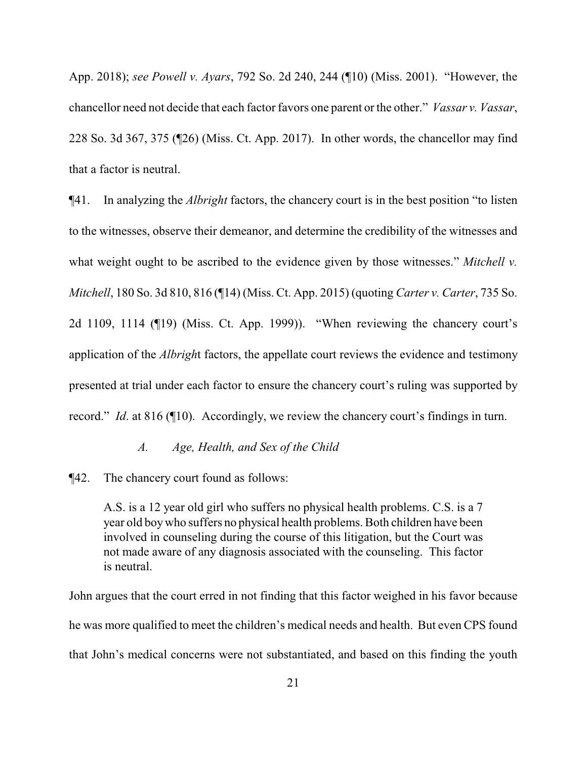App. 2018); *see Powell v. Ayars*, 792 So. 2d 240, 244 (¶10) (Miss. 2001). "However, the chancellor need not decide that each factor favors one parent or the other." *Vassar v. Vassar*, 228 So. 3d 367, 375 (¶26) (Miss. Ct. App. 2017). In other words, the chancellor may find that a factor is neutral.

¶41. In analyzing the *Albright* factors, the chancery court is in the best position "to listen to the witnesses, observe their demeanor, and determine the credibility of the witnesses and what weight ought to be ascribed to the evidence given by those witnesses." *Mitchell v. Mitchell*, 180 So. 3d 810, 816 (¶14) (Miss. Ct. App. 2015) (quoting *Carter v. Carter*, 735 So. 2d 1109, 1114 (¶19) (Miss. Ct. App. 1999)). "When reviewing the chancery court's application of the *Albright* factors, the appellate court reviews the evidence and testimony presented at trial under each factor to ensure the chancery court's ruling was supported by record." *Id*. at 816 (¶10). Accordingly, we review the chancery court's findings in turn.

### *A. Age, Health, and Sex of the Child*

¶42. The chancery court found as follows:

> A.S. is a 12 year old girl who suffers no physical health problems. C.S. is a 7 year old boy who suffers no physical health problems. Both children have been involved in counseling during the course of this litigation, but the Court was not made aware of any diagnosis associated with the counseling. This factor is neutral.

John argues that the court erred in not finding that this factor weighed in his favor because he was more qualified to meet the children's medical needs and health. But even CPS found that John's medical concerns were not substantiated, and based on this finding the youth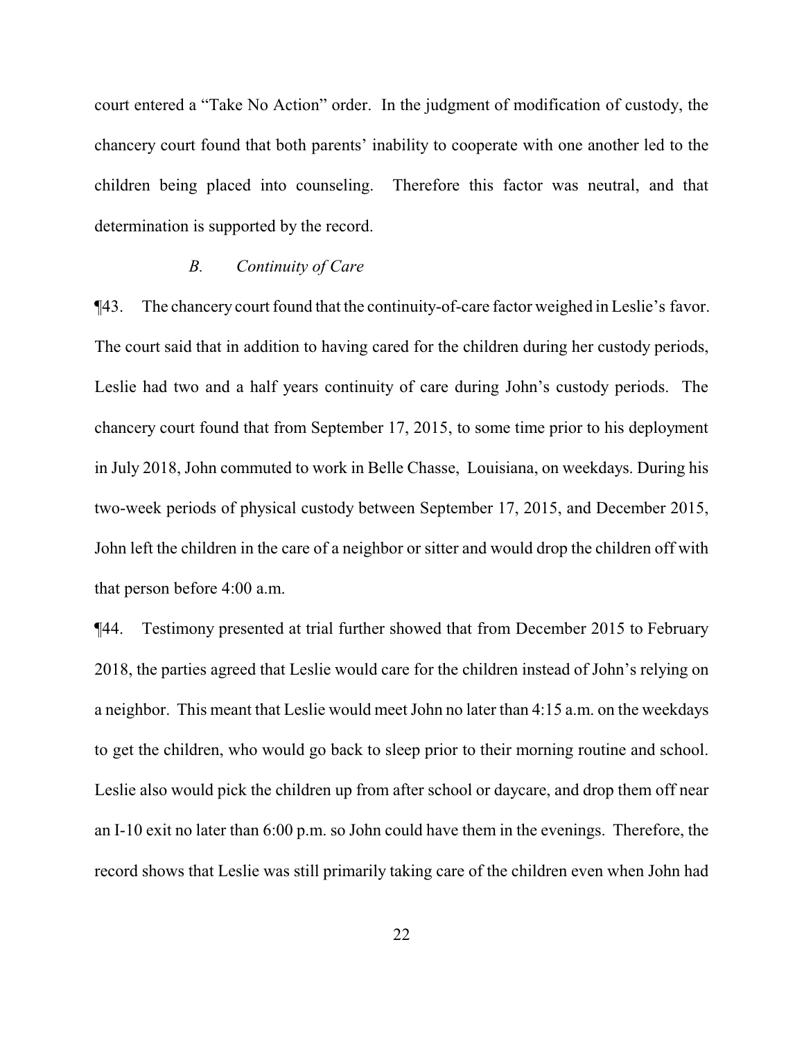court entered a "Take No Action" order. In the judgment of modification of custody, the chancery court found that both parents' inability to cooperate with one another led to the children being placed into counseling. Therefore this factor was neutral, and that determination is supported by the record.

### *B. Continuity of Care*

¶43. The chancery court found that the continuity-of-care factor weighed in Leslie's favor. The court said that in addition to having cared for the children during her custody periods, Leslie had two and a half years continuity of care during John's custody periods. The chancery court found that from September 17, 2015, to some time prior to his deployment in July 2018, John commuted to work in Belle Chasse, Louisiana, on weekdays. During his two-week periods of physical custody between September 17, 2015, and December 2015, John left the children in the care of a neighbor or sitter and would drop the children off with that person before 4:00 a.m.

¶44. Testimony presented at trial further showed that from December 2015 to February 2018, the parties agreed that Leslie would care for the children instead of John's relying on a neighbor. This meant that Leslie would meet John no later than 4:15 a.m. on the weekdays to get the children, who would go back to sleep prior to their morning routine and school. Leslie also would pick the children up from after school or daycare, and drop them off near an I-10 exit no later than 6:00 p.m. so John could have them in the evenings. Therefore, the record shows that Leslie was still primarily taking care of the children even when John had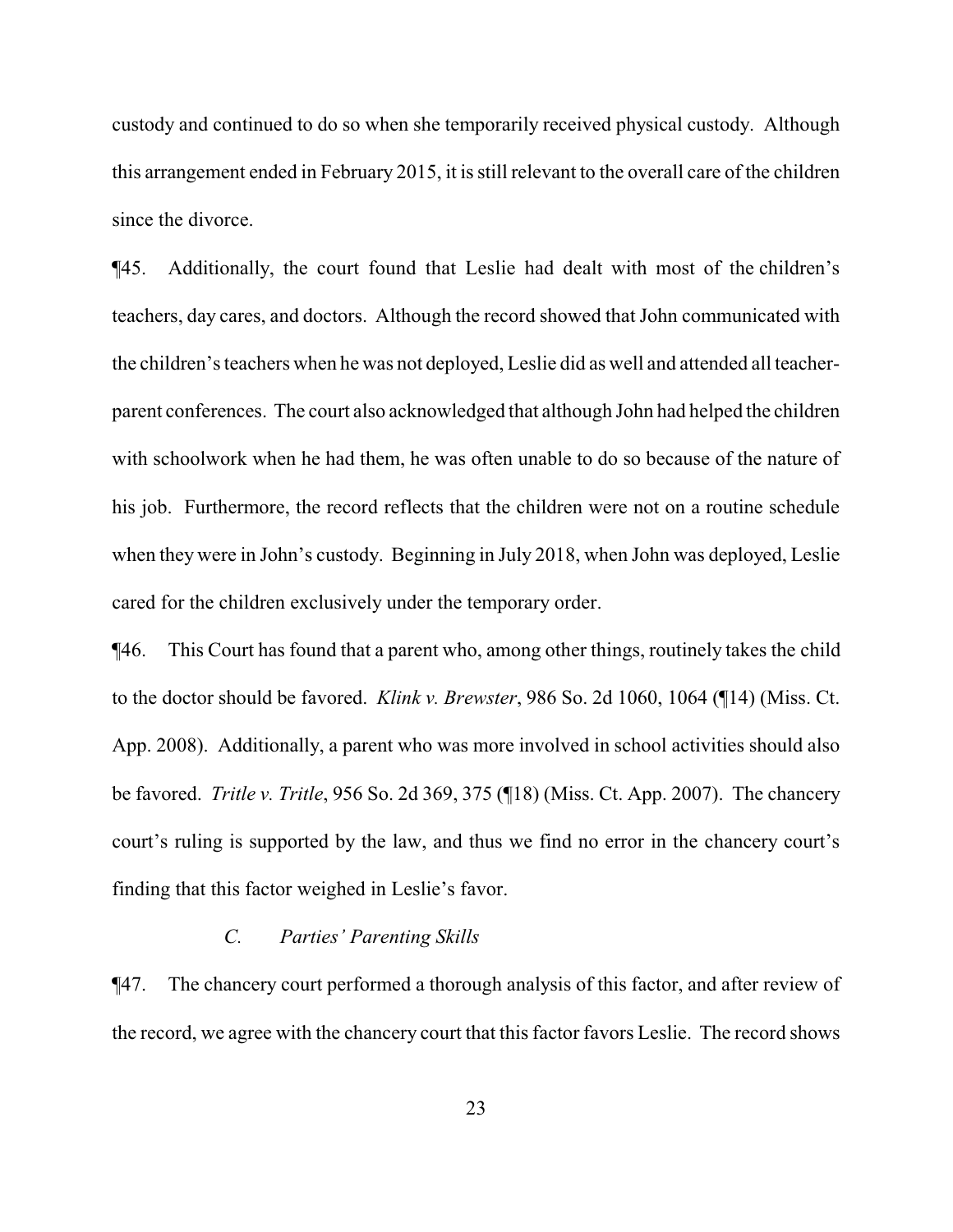custody and continued to do so when she temporarily received physical custody. Although this arrangement ended in February 2015, it is still relevant to the overall care of the children since the divorce.

¶45. Additionally, the court found that Leslie had dealt with most of the children's teachers, day cares, and doctors. Although the record showed that John communicated with the children's teachers when he was not deployed, Leslie did as well and attended all teacher-parent conferences. The court also acknowledged that although John had helped the children with schoolwork when he had them, he was often unable to do so because of the nature of his job. Furthermore, the record reflects that the children were not on a routine schedule when they were in John's custody. Beginning in July 2018, when John was deployed, Leslie cared for the children exclusively under the temporary order.

¶46. This Court has found that a parent who, among other things, routinely takes the child to the doctor should be favored. *Klink v. Brewster*, 986 So. 2d 1060, 1064 (¶14) (Miss. Ct. App. 2008). Additionally, a parent who was more involved in school activities should also be favored. *Tritle v. Tritle*, 956 So. 2d 369, 375 (¶18) (Miss. Ct. App. 2007). The chancery court's ruling is supported by the law, and thus we find no error in the chancery court's finding that this factor weighed in Leslie's favor.

### *C. Parties' Parenting Skills*

¶47. The chancery court performed a thorough analysis of this factor, and after review of the record, we agree with the chancery court that this factor favors Leslie. The record shows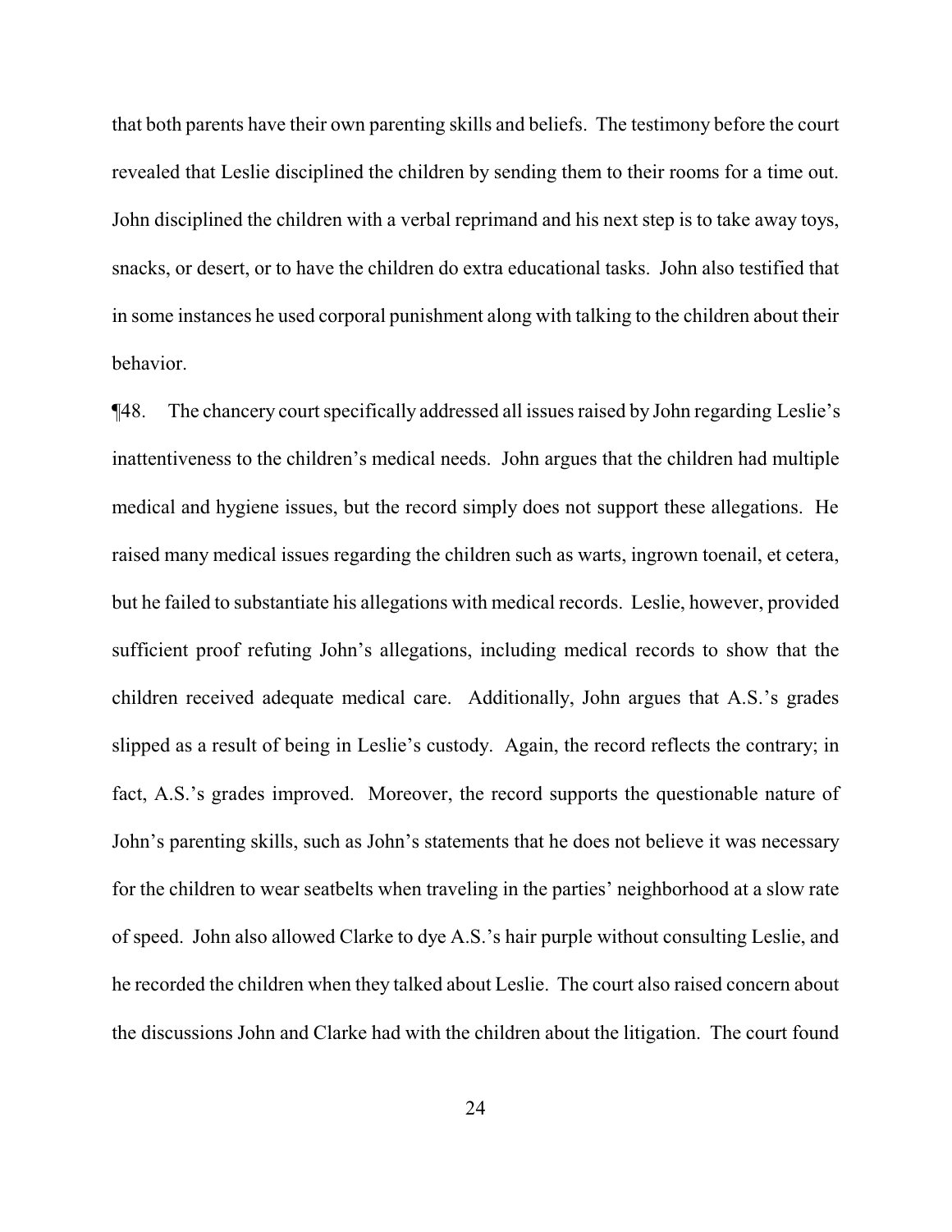that both parents have their own parenting skills and beliefs. The testimony before the court revealed that Leslie disciplined the children by sending them to their rooms for a time out. John disciplined the children with a verbal reprimand and his next step is to take away toys, snacks, or desert, or to have the children do extra educational tasks. John also testified that in some instances he used corporal punishment along with talking to the children about their behavior.

¶48. The chancery court specifically addressed all issues raised by John regarding Leslie's inattentiveness to the children's medical needs. John argues that the children had multiple medical and hygiene issues, but the record simply does not support these allegations. He raised many medical issues regarding the children such as warts, ingrown toenail, et cetera, but he failed to substantiate his allegations with medical records. Leslie, however, provided sufficient proof refuting John's allegations, including medical records to show that the children received adequate medical care. Additionally, John argues that A.S.'s grades slipped as a result of being in Leslie's custody. Again, the record reflects the contrary; in fact, A.S.'s grades improved. Moreover, the record supports the questionable nature of John's parenting skills, such as John's statements that he does not believe it was necessary for the children to wear seatbelts when traveling in the parties' neighborhood at a slow rate of speed. John also allowed Clarke to dye A.S.'s hair purple without consulting Leslie, and he recorded the children when they talked about Leslie. The court also raised concern about the discussions John and Clarke had with the children about the litigation. The court found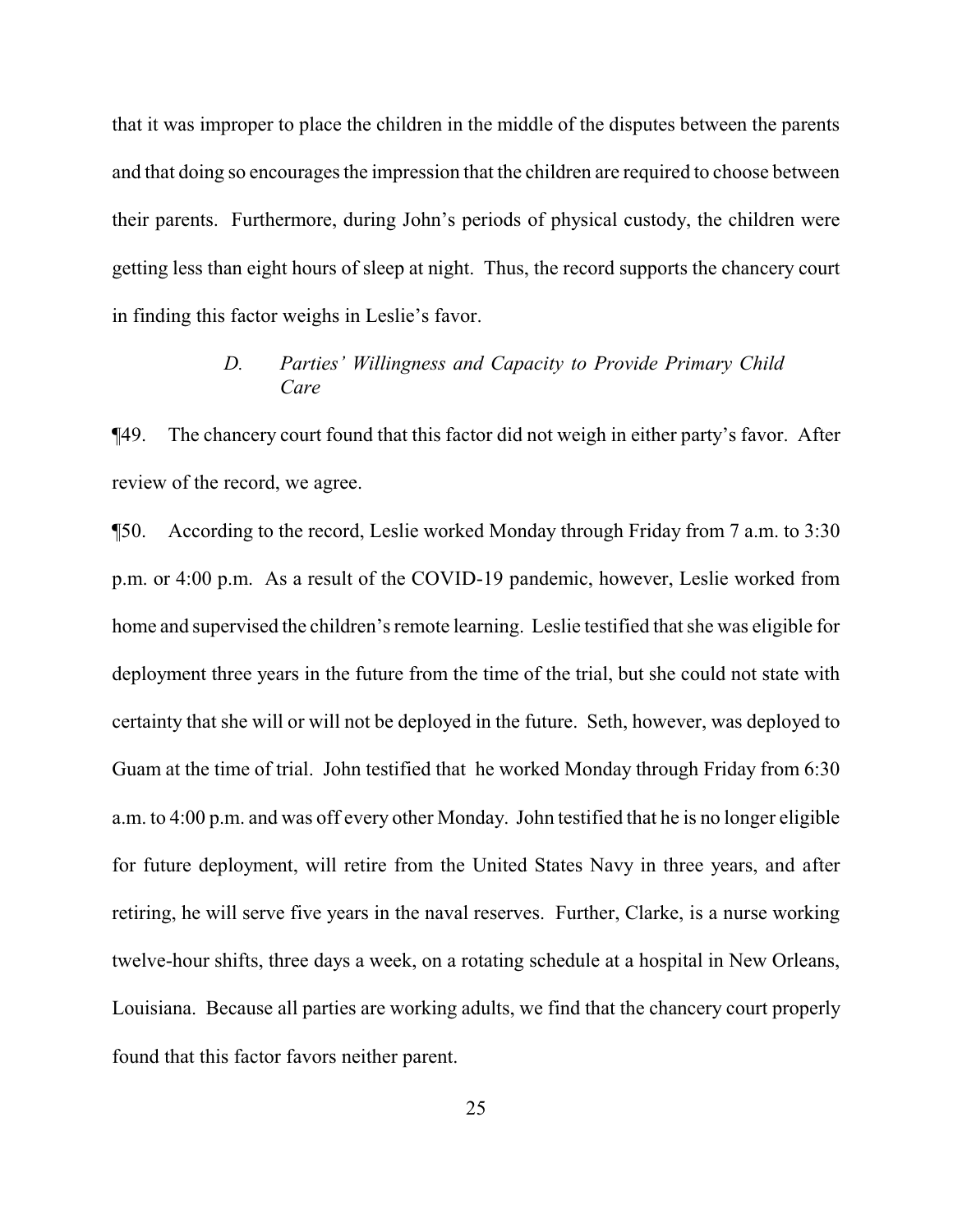that it was improper to place the children in the middle of the disputes between the parents and that doing so encourages the impression that the children are required to choose between their parents. Furthermore, during John's periods of physical custody, the children were getting less than eight hours of sleep at night. Thus, the record supports the chancery court in finding this factor weighs in Leslie's favor.

### *D. Parties' Willingness and Capacity to Provide Primary Child Care*

¶49. The chancery court found that this factor did not weigh in either party's favor. After review of the record, we agree.

¶50. According to the record, Leslie worked Monday through Friday from 7 a.m. to 3:30 p.m. or 4:00 p.m. As a result of the COVID-19 pandemic, however, Leslie worked from home and supervised the children's remote learning. Leslie testified that she was eligible for deployment three years in the future from the time of the trial, but she could not state with certainty that she will or will not be deployed in the future. Seth, however, was deployed to Guam at the time of trial. John testified that he worked Monday through Friday from 6:30 a.m. to 4:00 p.m. and was off every other Monday. John testified that he is no longer eligible for future deployment, will retire from the United States Navy in three years, and after retiring, he will serve five years in the naval reserves. Further, Clarke, is a nurse working twelve-hour shifts, three days a week, on a rotating schedule at a hospital in New Orleans, Louisiana. Because all parties are working adults, we find that the chancery court properly found that this factor favors neither parent.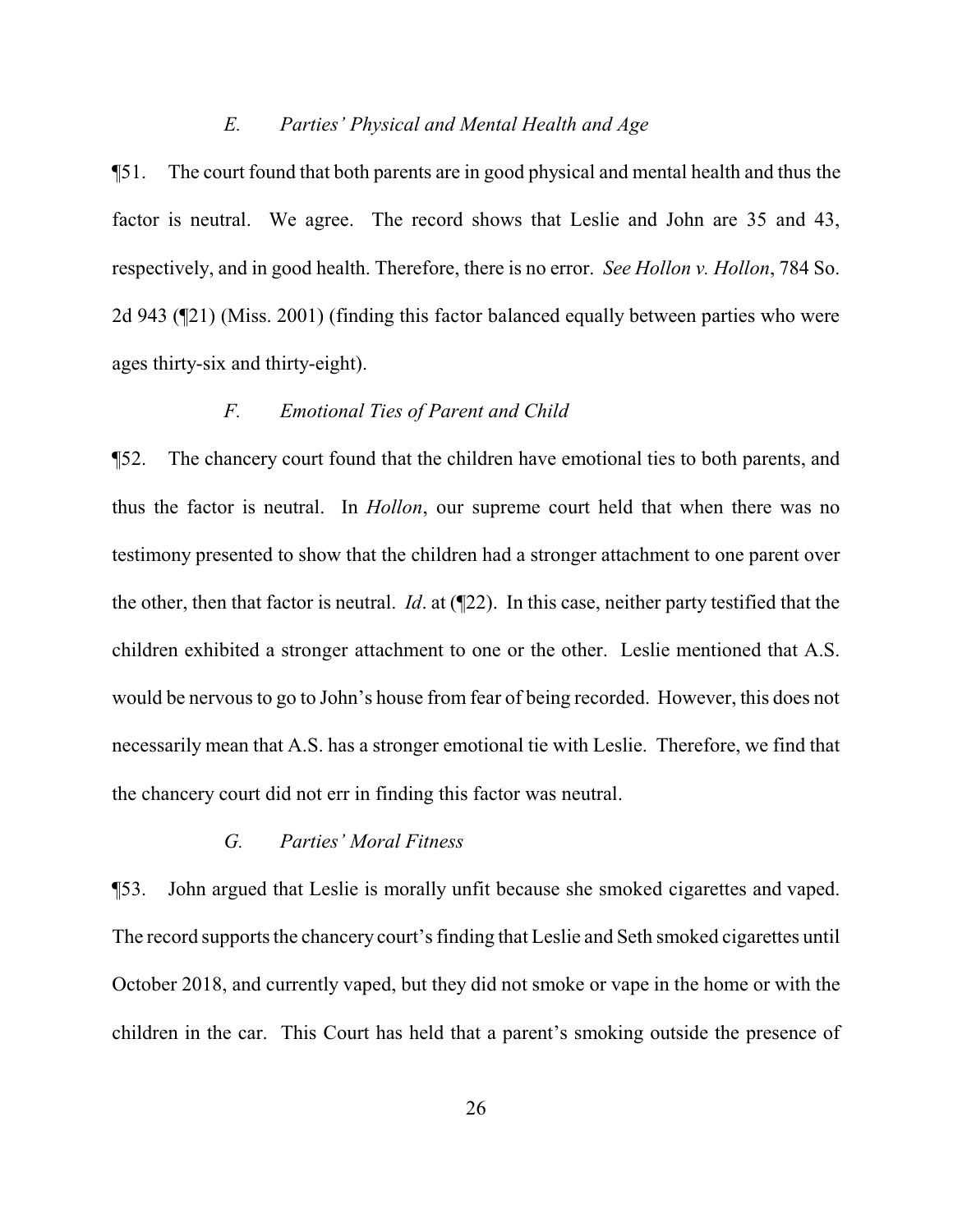### *E. Parties' Physical and Mental Health and Age*

¶51. The court found that both parents are in good physical and mental health and thus the factor is neutral. We agree. The record shows that Leslie and John are 35 and 43, respectively, and in good health. Therefore, there is no error. *See Hollon v. Hollon*, 784 So. 2d 943 (¶21) (Miss. 2001) (finding this factor balanced equally between parties who were ages thirty-six and thirty-eight).

### *F. Emotional Ties of Parent and Child*

¶52. The chancery court found that the children have emotional ties to both parents, and thus the factor is neutral. In *Hollon*, our supreme court held that when there was no testimony presented to show that the children had a stronger attachment to one parent over the other, then that factor is neutral. *Id*. at (¶22). In this case, neither party testified that the children exhibited a stronger attachment to one or the other. Leslie mentioned that A.S. would be nervous to go to John's house from fear of being recorded. However, this does not necessarily mean that A.S. has a stronger emotional tie with Leslie. Therefore, we find that the chancery court did not err in finding this factor was neutral.

### *G. Parties' Moral Fitness*

¶53. John argued that Leslie is morally unfit because she smoked cigarettes and vaped. The record supports the chancery court's finding that Leslie and Seth smoked cigarettes until October 2018, and currently vaped, but they did not smoke or vape in the home or with the children in the car. This Court has held that a parent's smoking outside the presence of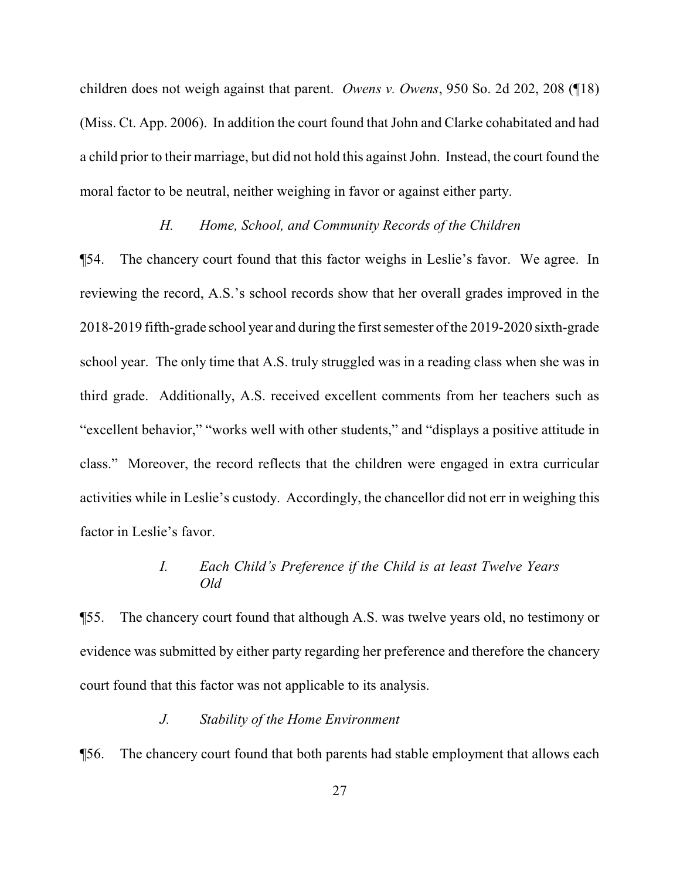children does not weigh against that parent. *Owens v. Owens*, 950 So. 2d 202, 208 (¶18) (Miss. Ct. App. 2006). In addition the court found that John and Clarke cohabitated and had a child prior to their marriage, but did not hold this against John. Instead, the court found the moral factor to be neutral, neither weighing in favor or against either party.

### *H. Home, School, and Community Records of the Children*

¶54. The chancery court found that this factor weighs in Leslie's favor. We agree. In reviewing the record, A.S.'s school records show that her overall grades improved in the 2018-2019 fifth-grade school year and during the first semester of the 2019-2020 sixth-grade school year. The only time that A.S. truly struggled was in a reading class when she was in third grade. Additionally, A.S. received excellent comments from her teachers such as "excellent behavior," "works well with other students," and "displays a positive attitude in class." Moreover, the record reflects that the children were engaged in extra curricular activities while in Leslie's custody. Accordingly, the chancellor did not err in weighing this factor in Leslie's favor.

### *I. Each Child's Preference if the Child is at least Twelve Years Old*

¶55. The chancery court found that although A.S. was twelve years old, no testimony or evidence was submitted by either party regarding her preference and therefore the chancery court found that this factor was not applicable to its analysis.

### *J. Stability of the Home Environment*

¶56. The chancery court found that both parents had stable employment that allows each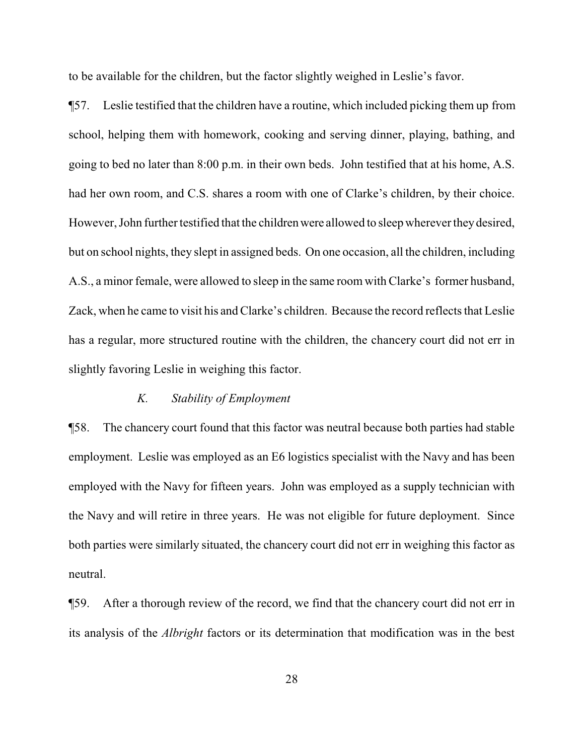to be available for the children, but the factor slightly weighed in Leslie's favor.

¶57. Leslie testified that the children have a routine, which included picking them up from school, helping them with homework, cooking and serving dinner, playing, bathing, and going to bed no later than 8:00 p.m. in their own beds. John testified that at his home, A.S. had her own room, and C.S. shares a room with one of Clarke's children, by their choice. However, John further testified that the children were allowed to sleep wherever they desired, but on school nights, they slept in assigned beds. On one occasion, all the children, including A.S., a minor female, were allowed to sleep in the same room with Clarke's former husband, Zack, when he came to visit his and Clarke's children. Because the record reflects that Leslie has a regular, more structured routine with the children, the chancery court did not err in slightly favoring Leslie in weighing this factor.

### *K. Stability of Employment*

¶58. The chancery court found that this factor was neutral because both parties had stable employment. Leslie was employed as an E6 logistics specialist with the Navy and has been employed with the Navy for fifteen years. John was employed as a supply technician with the Navy and will retire in three years. He was not eligible for future deployment. Since both parties were similarly situated, the chancery court did not err in weighing this factor as neutral.

¶59. After a thorough review of the record, we find that the chancery court did not err in its analysis of the *Albright* factors or its determination that modification was in the best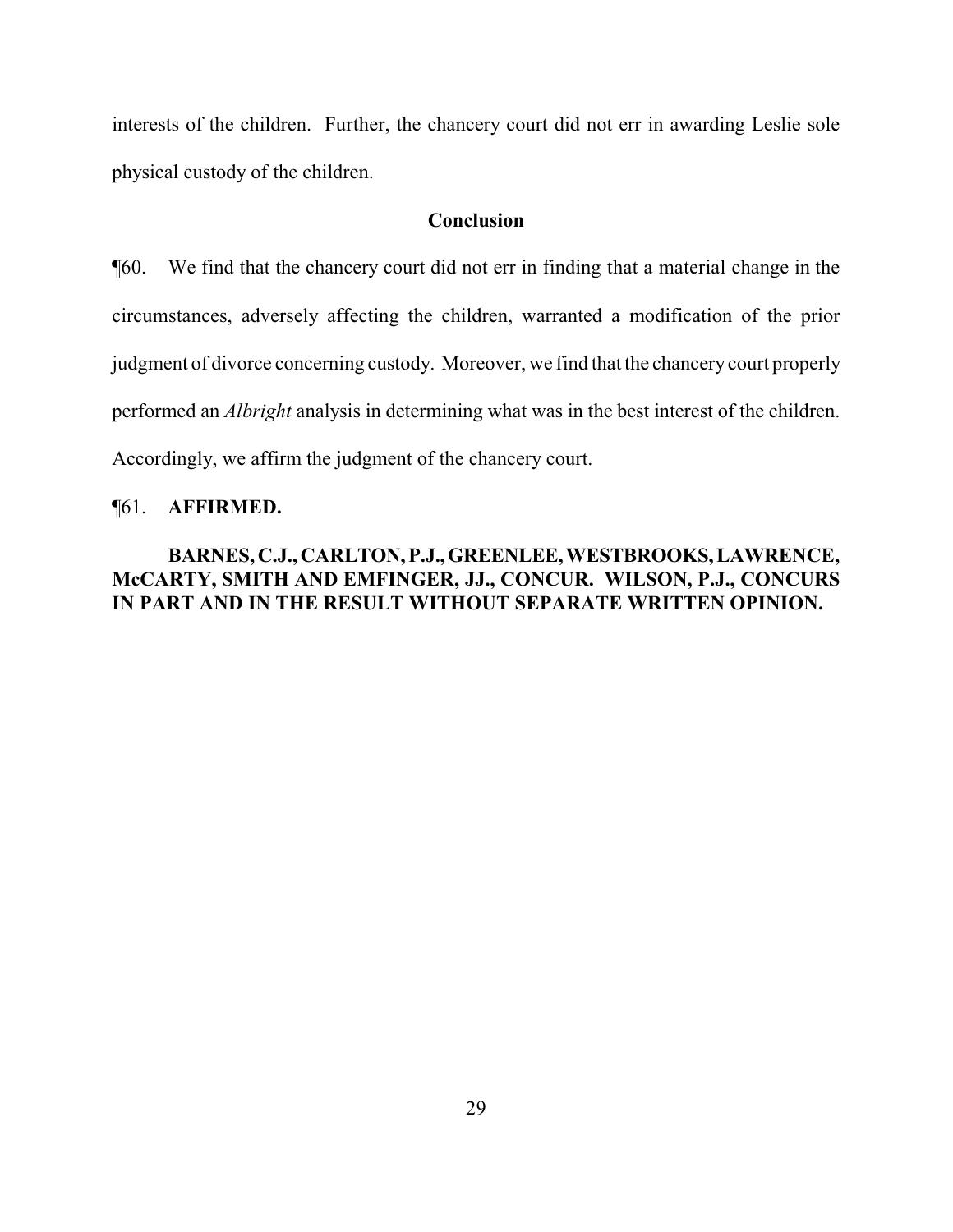interests of the children. Further, the chancery court did not err in awarding Leslie sole physical custody of the children.

## Conclusion

¶60. We find that the chancery court did not err in finding that a material change in the circumstances, adversely affecting the children, warranted a modification of the prior judgment of divorce concerning custody. Moreover, we find that the chancery court properly performed an *Albright* analysis in determining what was in the best interest of the children. Accordingly, we affirm the judgment of the chancery court.

¶61. **AFFIRMED.**

**BARNES, C.J., CARLTON, P.J., GREENLEE, WESTBROOKS, LAWRENCE, McCARTY, SMITH AND EMFINGER, JJ., CONCUR. WILSON, P.J., CONCURS IN PART AND IN THE RESULT WITHOUT SEPARATE WRITTEN OPINION.**